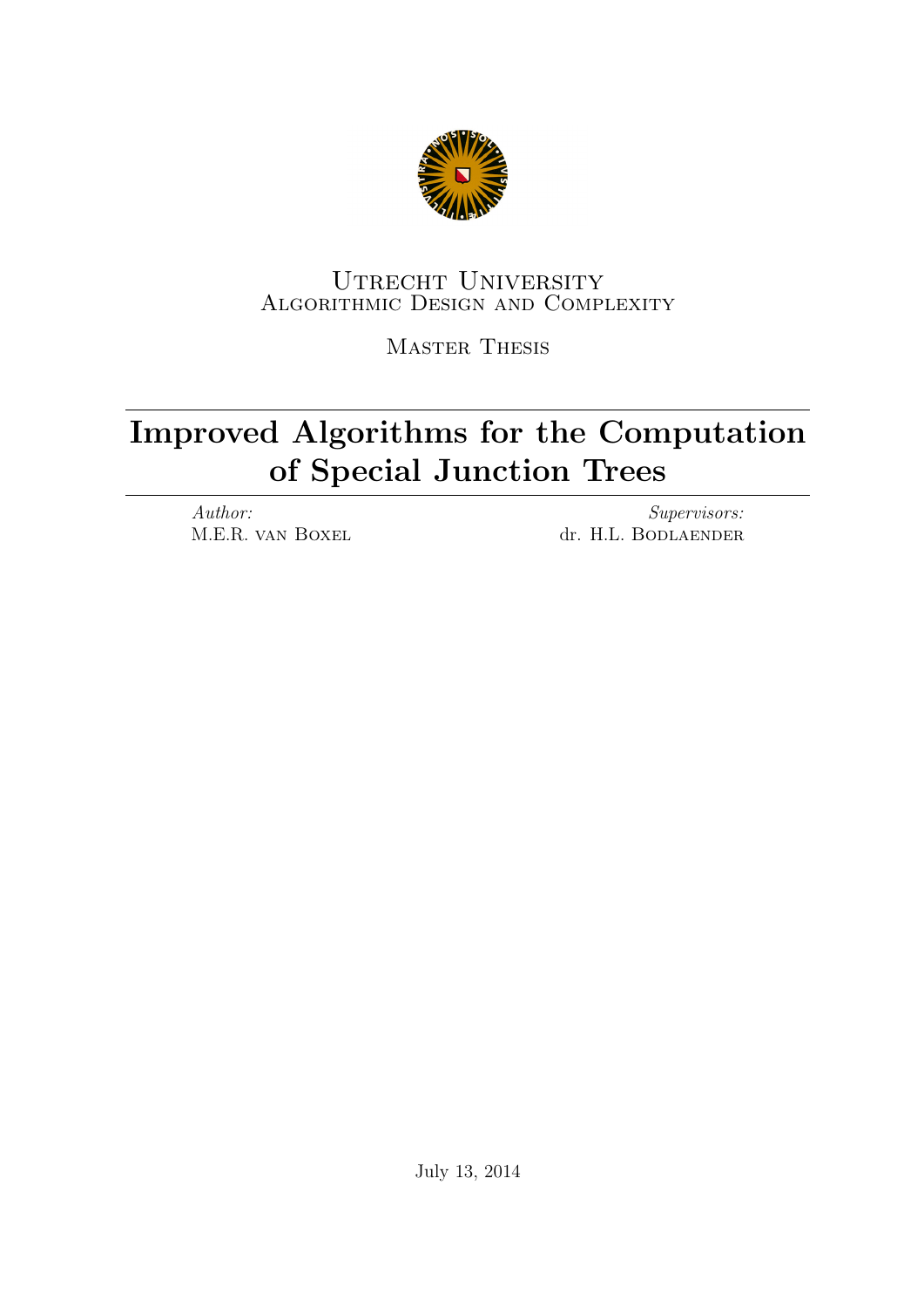Utrecht University
Algorithmic Design and Complexity

Master Thesis

# Improved Algorithms for the Computation of Special Junction Trees

*Author:*
M.E.R. van Boxel

*Supervisors:*
dr. H.L. Bodlaender

July 13, 2014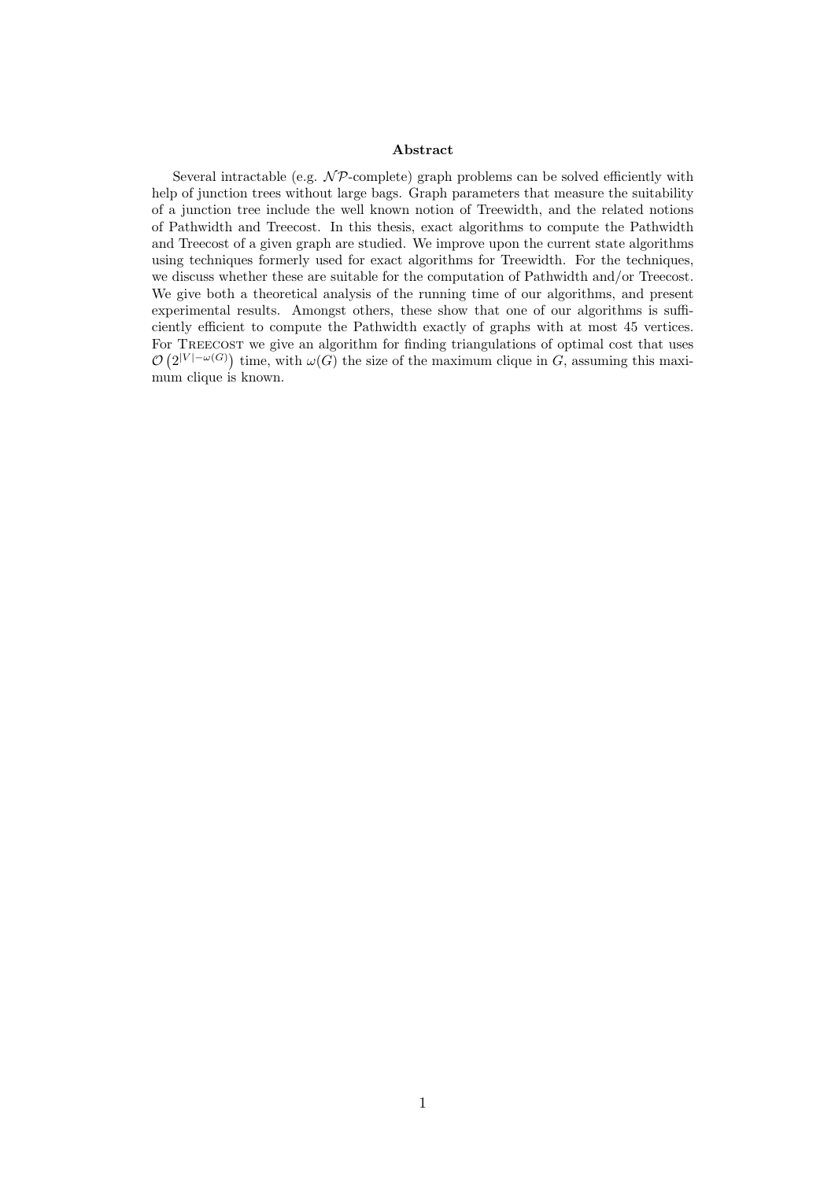## Abstract

Several intractable (e.g. $\mathcal{NP}$-complete) graph problems can be solved efficiently with help of junction trees without large bags. Graph parameters that measure the suitability of a junction tree include the well known notion of Treewidth, and the related notions of Pathwidth and Treecost. In this thesis, exact algorithms to compute the Pathwidth and Treecost of a given graph are studied. We improve upon the current state algorithms using techniques formerly used for exact algorithms for Treewidth. For the techniques, we discuss whether these are suitable for the computation of Pathwidth and/or Treecost. We give both a theoretical analysis of the running time of our algorithms, and present experimental results. Amongst others, these show that one of our algorithms is sufficiently efficient to compute the Pathwidth exactly of graphs with at most 45 vertices. For Treecost we give an algorithm for finding triangulations of optimal cost that uses $\mathcal{O}\left(2^{|V|-\omega(G)}\right)$ time, with $\omega(G)$ the size of the maximum clique in $G$, assuming this maximum clique is known.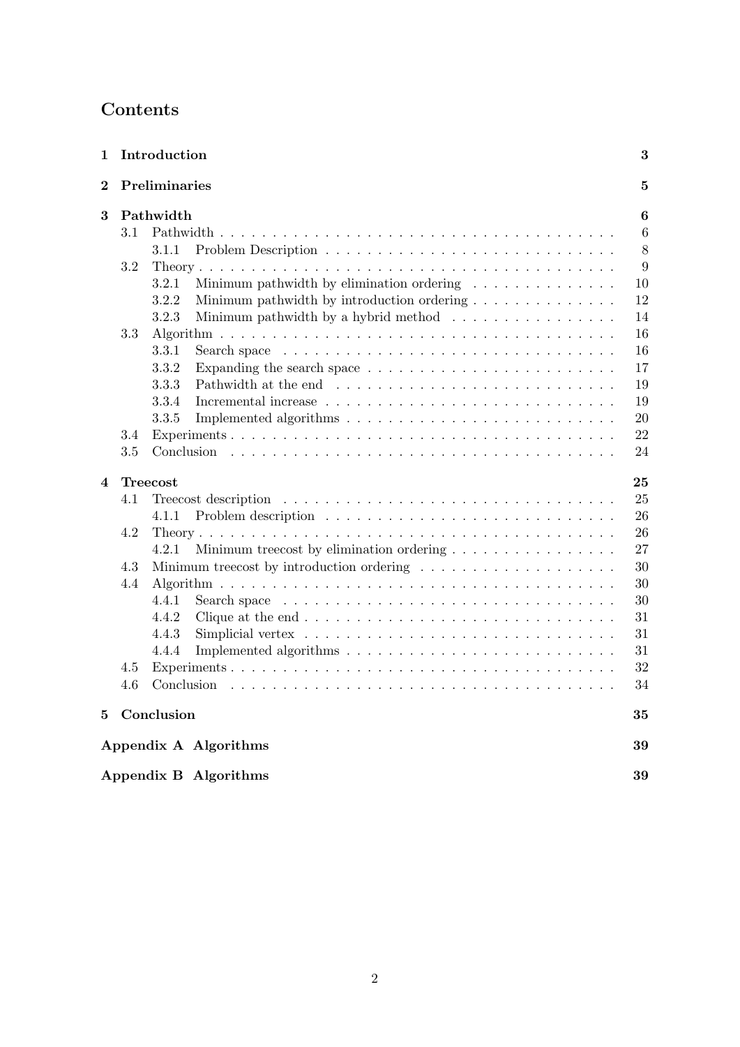# Contents

| | | |
|---|---|---|
| **1** | **Introduction** | **3** |
| **2** | **Preliminaries** | **5** |
| **3** | **Pathwidth** | **6** |
| 3.1 | Pathwidth | 6 |
| 3.1.1 | Problem Description | 8 |
| 3.2 | Theory | 9 |
| 3.2.1 | Minimum pathwidth by elimination ordering | 10 |
| 3.2.2 | Minimum pathwidth by introduction ordering | 12 |
| 3.2.3 | Minimum pathwidth by a hybrid method | 14 |
| 3.3 | Algorithm | 16 |
| 3.3.1 | Search space | 16 |
| 3.3.2 | Expanding the search space | 17 |
| 3.3.3 | Pathwidth at the end | 19 |
| 3.3.4 | Incremental increase | 19 |
| 3.3.5 | Implemented algorithms | 20 |
| 3.4 | Experiments | 22 |
| 3.5 | Conclusion | 24 |
| **4** | **Treecost** | **25** |
| 4.1 | Treecost description | 25 |
| 4.1.1 | Problem description | 26 |
| 4.2 | Theory | 26 |
| 4.2.1 | Minimum treecost by elimination ordering | 27 |
| 4.3 | Minimum treecost by introduction ordering | 30 |
| 4.4 | Algorithm | 30 |
| 4.4.1 | Search space | 30 |
| 4.4.2 | Clique at the end | 31 |
| 4.4.3 | Simplicial vertex | 31 |
| 4.4.4 | Implemented algorithms | 31 |
| 4.5 | Experiments | 32 |
| 4.6 | Conclusion | 34 |
| **5** | **Conclusion** | **35** |
| | **Appendix A Algorithms** | **39** |
| | **Appendix B Algorithms** | **39** |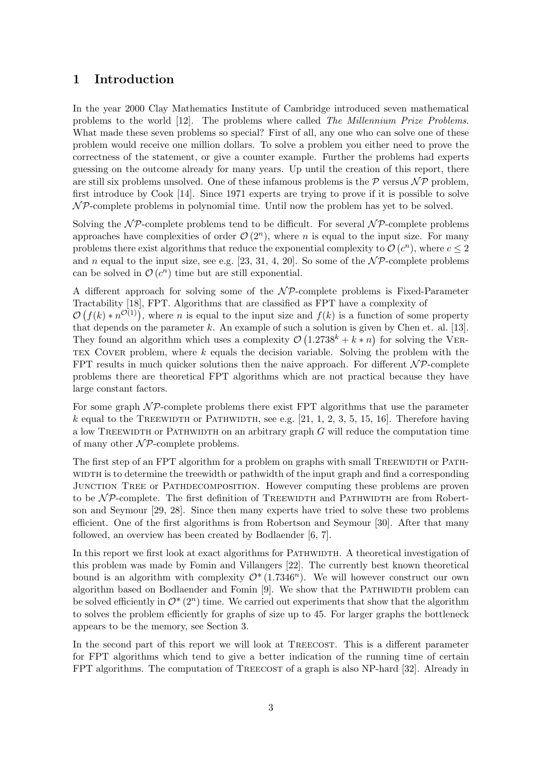# 1 Introduction

In the year 2000 Clay Mathematics Institute of Cambridge introduced seven mathematical problems to the world [12]. The problems where called *The Millennium Prize Problems*. What made these seven problems so special? First of all, any one who can solve one of these problem would receive one million dollars. To solve a problem you either need to prove the correctness of the statement, or give a counter example. Further the problems had experts guessing on the outcome already for many years. Up until the creation of this report, there are still six problems unsolved. One of these infamous problems is the $\mathcal{P}$ versus $\mathcal{NP}$ problem, first introduce by Cook [14]. Since 1971 experts are trying to prove if it is possible to solve $\mathcal{NP}$-complete problems in polynomial time. Until now the problem has yet to be solved.

Solving the $\mathcal{NP}$-complete problems tend to be difficult. For several $\mathcal{NP}$-complete problems approaches have complexities of order $\mathcal{O}(2^n)$, where $n$ is equal to the input size. For many problems there exist algorithms that reduce the exponential complexity to $\mathcal{O}(c^n)$, where $c \leq 2$ and $n$ equal to the input size, see e.g. [23, 31, 4, 20]. So some of the $\mathcal{NP}$-complete problems can be solved in $\mathcal{O}(c^n)$ time but are still exponential.

A different approach for solving some of the $\mathcal{NP}$-complete problems is Fixed-Parameter Tractability [18], FPT. Algorithms that are classified as FPT have a complexity of $\mathcal{O}\left(f(k) * n^{\mathcal{O}(1)}\right)$, where $n$ is equal to the input size and $f(k)$ is a function of some property that depends on the parameter $k$. An example of such a solution is given by Chen et. al. [13]. They found an algorithm which uses a complexity $\mathcal{O}\left(1.2738^k + k * n\right)$ for solving the VERTEX COVER problem, where $k$ equals the decision variable. Solving the problem with the FPT results in much quicker solutions then the naive approach. For different $\mathcal{NP}$-complete problems there are theoretical FPT algorithms which are not practical because they have large constant factors.

For some graph $\mathcal{NP}$-complete problems there exist FPT algorithms that use the parameter $k$ equal to the TREEWIDTH or PATHWIDTH, see e.g. [21, 1, 2, 3, 5, 15, 16]. Therefore having a low TREEWIDTH or PATHWIDTH on an arbitrary graph $G$ will reduce the computation time of many other $\mathcal{NP}$-complete problems.

The first step of an FPT algorithm for a problem on graphs with small TREEWIDTH or PATHWIDTH is to determine the treewidth or pathwidth of the input graph and find a corresponding JUNCTION TREE or PATHDECOMPOSITION. However computing these problems are proven to be $\mathcal{NP}$-complete. The first definition of TREEWIDTH and PATHWIDTH are from Robertson and Seymour [29, 28]. Since then many experts have tried to solve these two problems efficient. One of the first algorithms is from Robertson and Seymour [30]. After that many followed, an overview has been created by Bodlaender [6, 7].

In this report we first look at exact algorithms for PATHWIDTH. A theoretical investigation of this problem was made by Fomin and Villangers [22]. The currently best known theoretical bound is an algorithm with complexity $\mathcal{O}^*(1.7346^n)$. We will however construct our own algorithm based on Bodlaender and Fomin [9]. We show that the PATHWIDTH problem can be solved efficiently in $\mathcal{O}^*(2^n)$ time. We carried out experiments that show that the algorithm to solves the problem efficiently for graphs of size up to 45. For larger graphs the bottleneck appears to be the memory, see Section 3.

In the second part of this report we will look at TREECOST. This is a different parameter for FPT algorithms which tend to give a better indication of the running time of certain FPT algorithms. The computation of TREECOST of a graph is also NP-hard [32]. Already in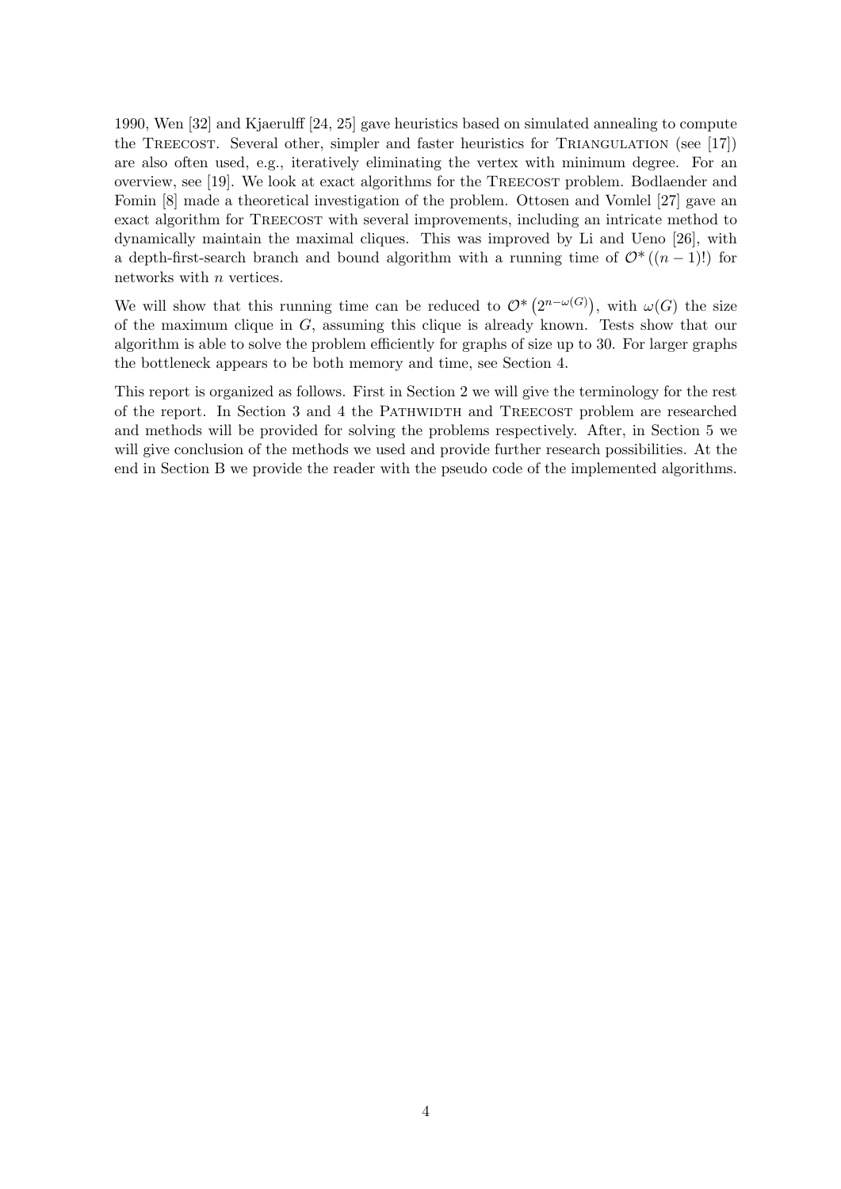1990, Wen [32] and Kjaerulff [24, 25] gave heuristics based on simulated annealing to compute the TREECOST. Several other, simpler and faster heuristics for TRIANGULATION (see [17]) are also often used, e.g., iteratively eliminating the vertex with minimum degree. For an overview, see [19]. We look at exact algorithms for the TREECOST problem. Bodlaender and Fomin [8] made a theoretical investigation of the problem. Ottosen and Vomlel [27] gave an exact algorithm for TREECOST with several improvements, including an intricate method to dynamically maintain the maximal cliques. This was improved by Li and Ueno [26], with a depth-first-search branch and bound algorithm with a running time of $\mathcal{O}^*((n-1)!)$ for networks with $n$ vertices.

We will show that this running time can be reduced to $\mathcal{O}^*\left(2^{n-\omega(G)}\right)$, with $\omega(G)$ the size of the maximum clique in $G$, assuming this clique is already known. Tests show that our algorithm is able to solve the problem efficiently for graphs of size up to 30. For larger graphs the bottleneck appears to be both memory and time, see Section 4.

This report is organized as follows. First in Section 2 we will give the terminology for the rest of the report. In Section 3 and 4 the PATHWIDTH and TREECOST problem are researched and methods will be provided for solving the problems respectively. After, in Section 5 we will give conclusion of the methods we used and provide further research possibilities. At the end in Section B we provide the reader with the pseudo code of the implemented algorithms.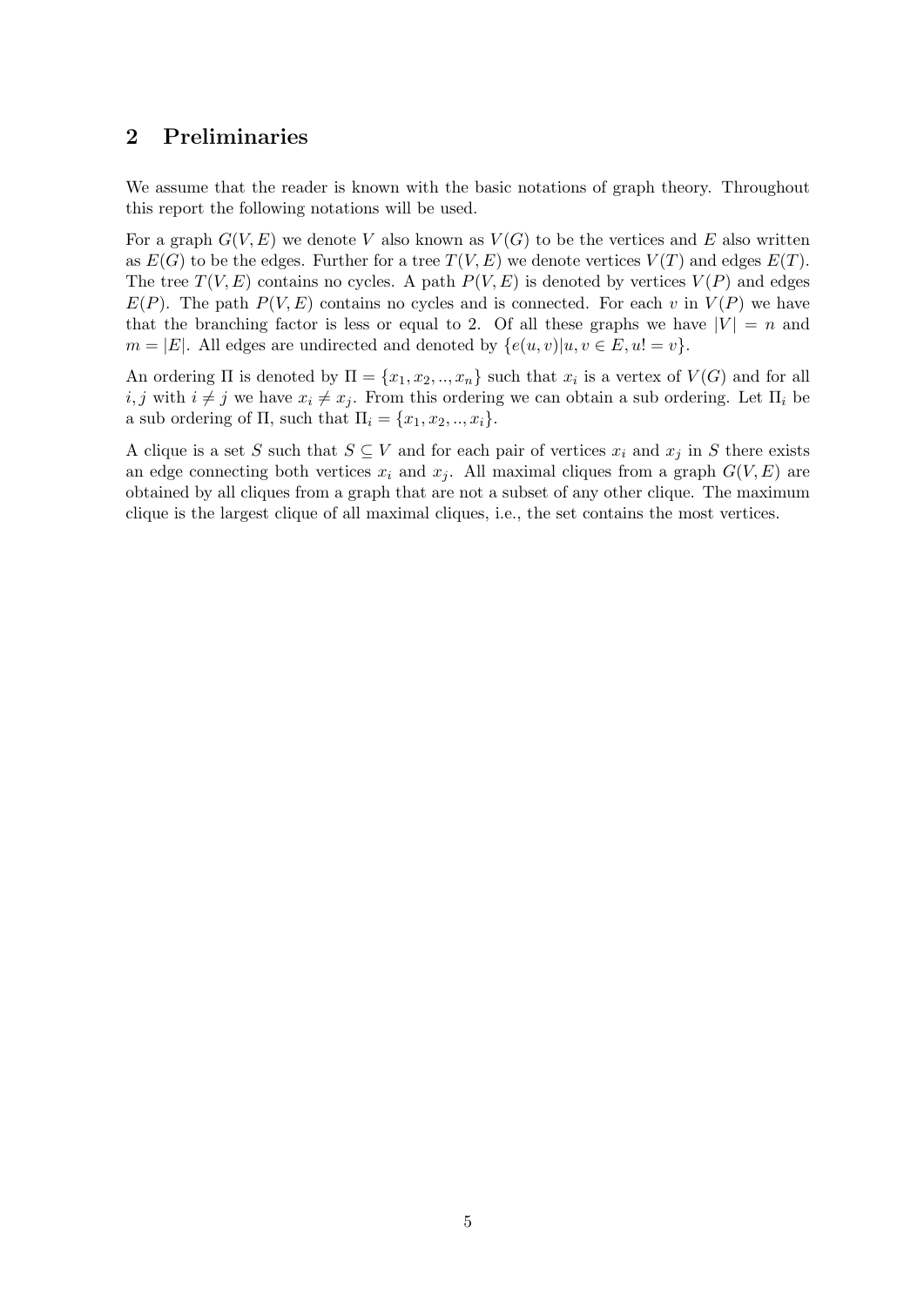## 2 Preliminaries

We assume that the reader is known with the basic notations of graph theory. Throughout this report the following notations will be used.

For a graph $G(V, E)$ we denote $V$ also known as $V(G)$ to be the vertices and $E$ also written as $E(G)$ to be the edges. Further for a tree $T(V, E)$ we denote vertices $V(T)$ and edges $E(T)$. The tree $T(V, E)$ contains no cycles. A path $P(V, E)$ is denoted by vertices $V(P)$ and edges $E(P)$. The path $P(V, E)$ contains no cycles and is connected. For each $v$ in $V(P)$ we have that the branching factor is less or equal to 2. Of all these graphs we have $|V| = n$ and $m = |E|$. All edges are undirected and denoted by $\{e(u, v) | u, v \in E, u! = v\}$.

An ordering $\Pi$ is denoted by $\Pi = \{x_1, x_2, .., x_n\}$ such that $x_i$ is a vertex of $V(G)$ and for all $i, j$ with $i \neq j$ we have $x_i \neq x_j$. From this ordering we can obtain a sub ordering. Let $\Pi_i$ be a sub ordering of $\Pi$, such that $\Pi_i = \{x_1, x_2, .., x_i\}$.

A clique is a set $S$ such that $S \subseteq V$ and for each pair of vertices $x_i$ and $x_j$ in $S$ there exists an edge connecting both vertices $x_i$ and $x_j$. All maximal cliques from a graph $G(V, E)$ are obtained by all cliques from a graph that are not a subset of any other clique. The maximum clique is the largest clique of all maximal cliques, i.e., the set contains the most vertices.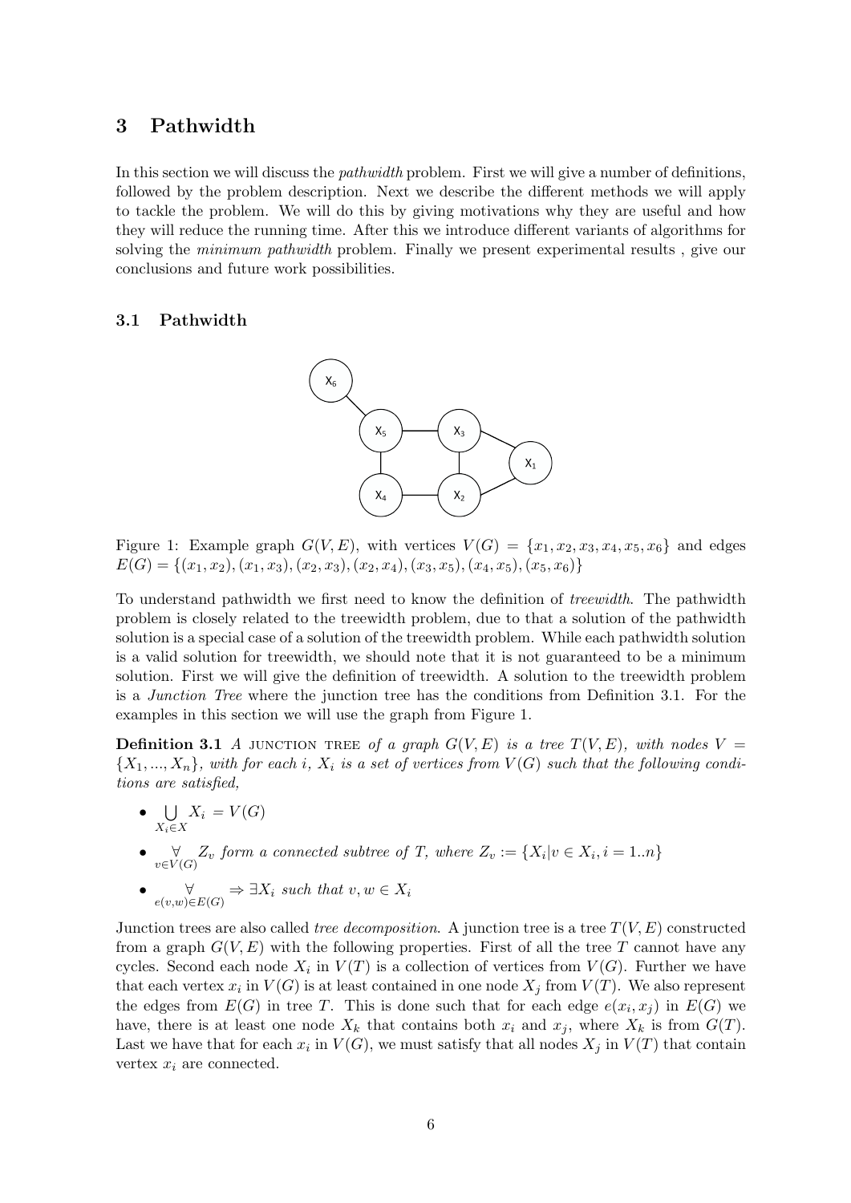## 3 Pathwidth

In this section we will discuss the *pathwidth* problem. First we will give a number of definitions, followed by the problem description. Next we describe the different methods we will apply to tackle the problem. We will do this by giving motivations why they are useful and how they will reduce the running time. After this we introduce different variants of algorithms for solving the *minimum pathwidth* problem. Finally we present experimental results , give our conclusions and future work possibilities.

### 3.1 Pathwidth

Figure 1: Example graph $G(V, E)$, with vertices $V(G) = \{x_1, x_2, x_3, x_4, x_5, x_6\}$ and edges $E(G) = \{(x_1, x_2), (x_1, x_3), (x_2, x_3), (x_2, x_4), (x_3, x_5), (x_4, x_5), (x_5, x_6)\}$

To understand pathwidth we first need to know the definition of *treewidth*. The pathwidth problem is closely related to the treewidth problem, due to that a solution of the pathwidth solution is a special case of a solution of the treewidth problem. While each pathwidth solution is a valid solution for treewidth, we should note that it is not guaranteed to be a minimum solution. First we will give the definition of treewidth. A solution to the treewidth problem is a *Junction Tree* where the junction tree has the conditions from Definition 3.1. For the examples in this section we will use the graph from Figure 1.

**Definition 3.1** *A* JUNCTION TREE *of a graph $G(V, E)$ is a tree $T(V, E)$, with nodes $V = \{X_1, ..., X_n\}$, with for each $i$, $X_i$ is a set of vertices from $V(G)$ such that the following conditions are satisfied,*

- $\bigcup_{X_i \in X} X_i = V(G)$
- $\underset{v \in V(G)}{\forall} Z_v$ *form a connected subtree of $T$, where* $Z_v := \{X_i | v \in X_i, i = 1..n\}$
- $\underset{e(v,w) \in E(G)}{\forall} \Rightarrow \exists X_i$ *such that* $v, w \in X_i$

Junction trees are also called *tree decomposition*. A junction tree is a tree $T(V, E)$ constructed from a graph $G(V, E)$ with the following properties. First of all the tree $T$ cannot have any cycles. Second each node $X_i$ in $V(T)$ is a collection of vertices from $V(G)$. Further we have that each vertex $x_i$ in $V(G)$ is at least contained in one node $X_j$ from $V(T)$. We also represent the edges from $E(G)$ in tree $T$. This is done such that for each edge $e(x_i, x_j)$ in $E(G)$ we have, there is at least one node $X_k$ that contains both $x_i$ and $x_j$, where $X_k$ is from $G(T)$. Last we have that for each $x_i$ in $V(G)$, we must satisfy that all nodes $X_j$ in $V(T)$ that contain vertex $x_i$ are connected.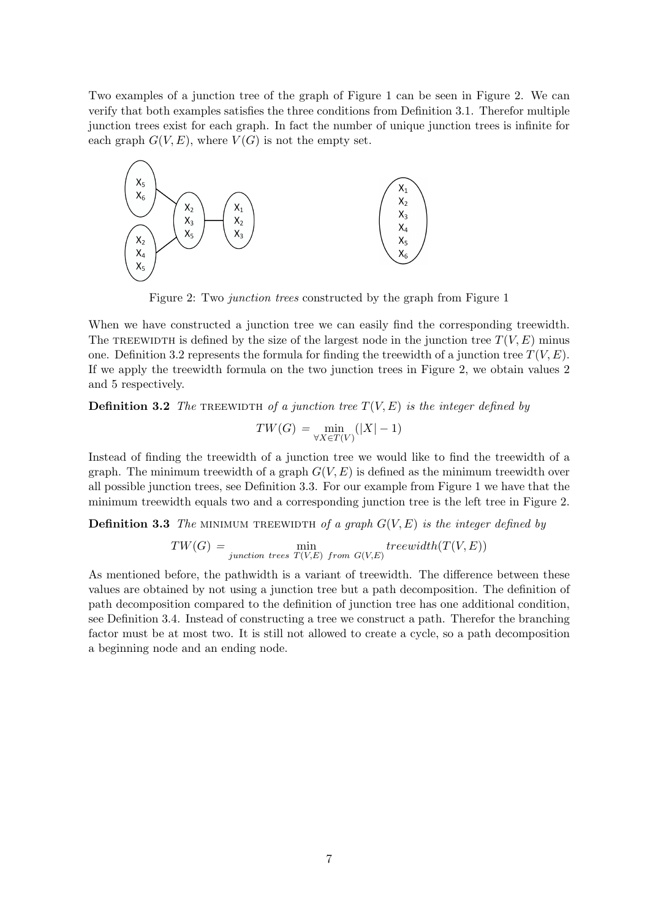Two examples of a junction tree of the graph of Figure 1 can be seen in Figure 2. We can verify that both examples satisfies the three conditions from Definition 3.1. Therefor multiple junction trees exist for each graph. In fact the number of unique junction trees is infinite for each graph $G(V, E)$, where $V(G)$ is not the empty set.

Figure 2: Two *junction trees* constructed by the graph from Figure 1

When we have constructed a junction tree we can easily find the corresponding treewidth. The TREEWIDTH is defined by the size of the largest node in the junction tree $T(V, E)$ minus one. Definition 3.2 represents the formula for finding the treewidth of a junction tree $T(V, E)$. If we apply the treewidth formula on the two junction trees in Figure 2, we obtain values 2 and 5 respectively.

**Definition 3.2** *The* TREEWIDTH *of a junction tree $T(V, E)$ is the integer defined by*

$$TW(G) = \min_{\forall X \in T(V)} (|X| - 1)$$

Instead of finding the treewidth of a junction tree we would like to find the treewidth of a graph. The minimum treewidth of a graph $G(V, E)$ is defined as the minimum treewidth over all possible junction trees, see Definition 3.3. For our example from Figure 1 we have that the minimum treewidth equals two and a corresponding junction tree is the left tree in Figure 2.

**Definition 3.3** *The* MINIMUM TREEWIDTH *of a graph $G(V, E)$ is the integer defined by*

$$TW(G) = \min_{junction\ trees\ T(V,E)\ from\ G(V,E)} treewidth(T(V, E))$$

As mentioned before, the pathwidth is a variant of treewidth. The difference between these values are obtained by not using a junction tree but a path decomposition. The definition of path decomposition compared to the definition of junction tree has one additional condition, see Definition 3.4. Instead of constructing a tree we construct a path. Therefor the branching factor must be at most two. It is still not allowed to create a cycle, so a path decomposition a beginning node and an ending node.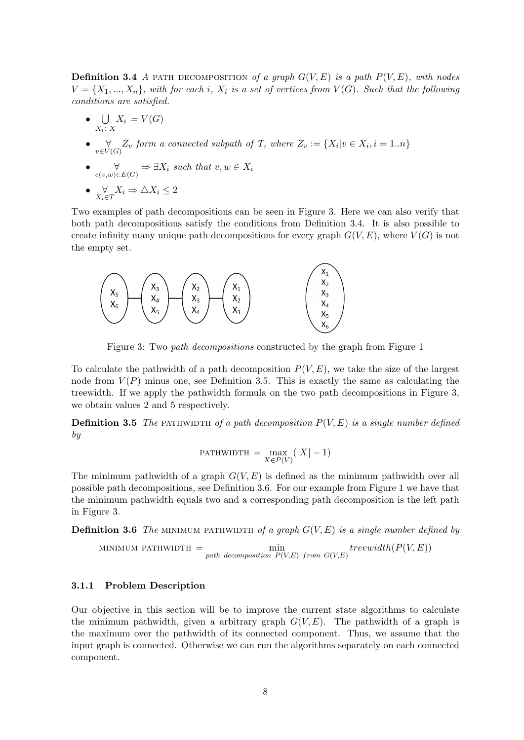**Definition 3.4** *A* PATH DECOMPOSITION *of a graph $G(V, E)$ is a path $P(V, E)$, with nodes $V = \{X_1, ..., X_n\}$, with for each $i$, $X_i$ is a set of vertices from $V(G)$. Such that the following conditions are satisfied.*

- $\bigcup_{X_i \in X} X_i = V(G)$
- $\forall_{v \in V(G)} Z_v$ *form a connected subpath of $T$, where $Z_v := \{X_i | v \in X_i, i = 1..n\}$*
- $\forall_{e(v,w) \in E(G)} \Rightarrow \exists X_i$ *such that $v, w \in X_i$*
- $\forall_{X_i \in T} X_i \Rightarrow \triangle X_i \leq 2$

Two examples of path decompositions can be seen in Figure 3. Here we can also verify that both path decompositions satisfy the conditions from Definition 3.4. It is also possible to create infinity many unique path decompositions for every graph $G(V, E)$, where $V(G)$ is not the empty set.

Figure 3: Two *path decompositions* constructed by the graph from Figure 1

To calculate the pathwidth of a path decomposition $P(V, E)$, we take the size of the largest node from $V(P)$ minus one, see Definition 3.5. This is exactly the same as calculating the treewidth. If we apply the pathwidth formula on the two path decompositions in Figure 3, we obtain values 2 and 5 respectively.

**Definition 3.5** *The* PATHWIDTH *of a path decomposition $P(V, E)$ is a single number defined by*

$$\text{PATHWIDTH} = \max_{X \in P(V)} (|X| - 1)$$

The minimum pathwidth of a graph $G(V, E)$ is defined as the minimum pathwidth over all possible path decompositions, see Definition 3.6. For our example from Figure 1 we have that the minimum pathwidth equals two and a corresponding path decomposition is the left path in Figure 3.

**Definition 3.6** *The* MINIMUM PATHWIDTH *of a graph $G(V, E)$ is a single number defined by*

$$\text{MINIMUM PATHWIDTH} = \min_{\text{path decomposition } P(V,E) \text{ from } G(V,E)} treewidth(P(V, E))$$

### 3.1.1 Problem Description

Our objective in this section will be to improve the current state algorithms to calculate the minimum pathwidth, given a arbitrary graph $G(V, E)$. The pathwidth of a graph is the maximum over the pathwidth of its connected component. Thus, we assume that the input graph is connected. Otherwise we can run the algorithms separately on each connected component.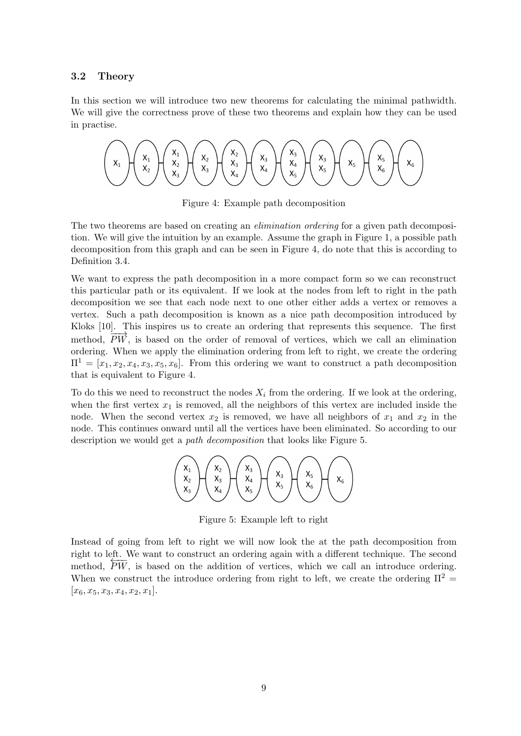### 3.2 Theory

In this section we will introduce two new theorems for calculating the minimal pathwidth. We will give the correctness prove of these two theorems and explain how they can be used in practise.

Figure 4: Example path decomposition

The two theorems are based on creating an *elimination ordering* for a given path decomposition. We will give the intuition by an example. Assume the graph in Figure 1, a possible path decomposition from this graph and can be seen in Figure 4, do note that this is according to Definition 3.4.

We want to express the path decomposition in a more compact form so we can reconstruct this particular path or its equivalent. If we look at the nodes from left to right in the path decomposition we see that each node next to one other either adds a vertex or removes a vertex. Such a path decomposition is known as a nice path decomposition introduced by Kloks [10]. This inspires us to create an ordering that represents this sequence. The first method, $\overrightarrow{PW}$, is based on the order of removal of vertices, which we call an elimination ordering. When we apply the elimination ordering from left to right, we create the ordering $\Pi^1 = [x_1, x_2, x_4, x_3, x_5, x_6]$. From this ordering we want to construct a path decomposition that is equivalent to Figure 4.

To do this we need to reconstruct the nodes $X_i$ from the ordering. If we look at the ordering, when the first vertex $x_1$ is removed, all the neighbors of this vertex are included inside the node. When the second vertex $x_2$ is removed, we have all neighbors of $x_1$ and $x_2$ in the node. This continues onward until all the vertices have been eliminated. So according to our description we would get a *path decomposition* that looks like Figure 5.

Figure 5: Example left to right

Instead of going from left to right we will now look the at the path decomposition from right to left. We want to construct an ordering again with a different technique. The second method, $\overleftarrow{PW}$, is based on the addition of vertices, which we call an introduce ordering. When we construct the introduce ordering from right to left, we create the ordering $\Pi^2 = [x_6, x_5, x_3, x_4, x_2, x_1]$.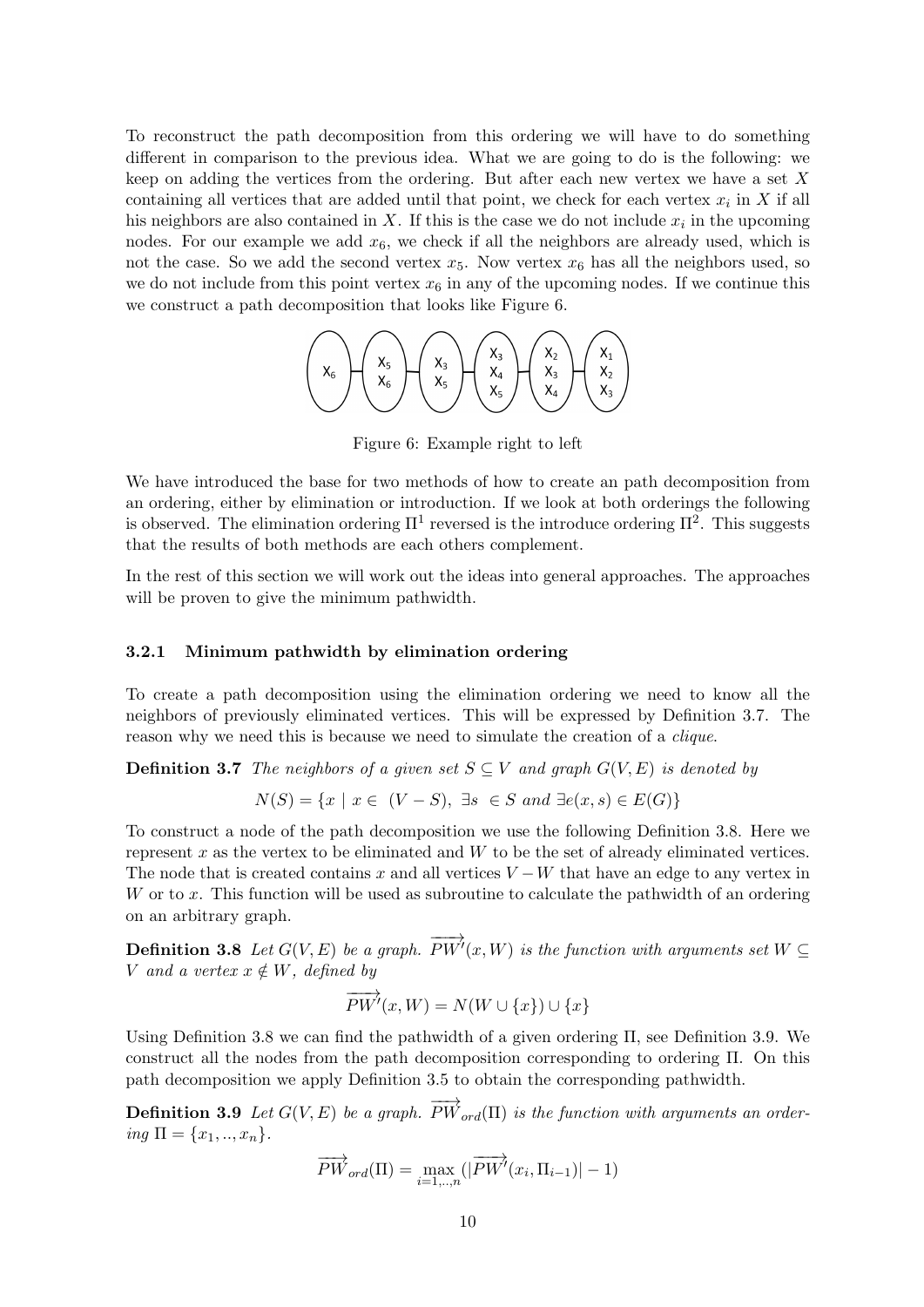To reconstruct the path decomposition from this ordering we will have to do something different in comparison to the previous idea. What we are going to do is the following: we keep on adding the vertices from the ordering. But after each new vertex we have a set $X$ containing all vertices that are added until that point, we check for each vertex $x_i$ in $X$ if all his neighbors are also contained in $X$. If this is the case we do not include $x_i$ in the upcoming nodes. For our example we add $x_6$, we check if all the neighbors are already used, which is not the case. So we add the second vertex $x_5$. Now vertex $x_6$ has all the neighbors used, so we do not include from this point vertex $x_6$ in any of the upcoming nodes. If we continue this we construct a path decomposition that looks like Figure 6.

Figure 6: Example right to left

We have introduced the base for two methods of how to create an path decomposition from an ordering, either by elimination or introduction. If we look at both orderings the following is observed. The elimination ordering $\Pi^1$ reversed is the introduce ordering $\Pi^2$. This suggests that the results of both methods are each others complement.

In the rest of this section we will work out the ideas into general approaches. The approaches will be proven to give the minimum pathwidth.

### 3.2.1 Minimum pathwidth by elimination ordering

To create a path decomposition using the elimination ordering we need to know all the neighbors of previously eliminated vertices. This will be expressed by Definition 3.7. The reason why we need this is because we need to simulate the creation of a *clique*.

**Definition 3.7** *The neighbors of a given set $S \subseteq V$ and graph $G(V, E)$ is denoted by*

$$N(S) = \{x \mid x \in (V - S),\ \exists s \in S \text{ and } \exists e(x, s) \in E(G)\}$$

To construct a node of the path decomposition we use the following Definition 3.8. Here we represent $x$ as the vertex to be eliminated and $W$ to be the set of already eliminated vertices. The node that is created contains $x$ and all vertices $V - W$ that have an edge to any vertex in $W$ or to $x$. This function will be used as subroutine to calculate the pathwidth of an ordering on an arbitrary graph.

**Definition 3.8** *Let $G(V, E)$ be a graph. $\overrightarrow{PW'}(x, W)$ is the function with arguments set $W \subseteq V$ and a vertex $x \notin W$, defined by*

$$\overrightarrow{PW'}(x, W) = N(W \cup \{x\}) \cup \{x\}$$

Using Definition 3.8 we can find the pathwidth of a given ordering $\Pi$, see Definition 3.9. We construct all the nodes from the path decomposition corresponding to ordering $\Pi$. On this path decomposition we apply Definition 3.5 to obtain the corresponding pathwidth.

**Definition 3.9** *Let $G(V, E)$ be a graph. $\overrightarrow{PW}_{ord}(\Pi)$ is the function with arguments an ordering $\Pi = \{x_1, .., x_n\}$.*

$$\overrightarrow{PW}_{ord}(\Pi) = \max_{i=1,..,n}(|\overrightarrow{PW'}(x_i, \Pi_{i-1})| - 1)$$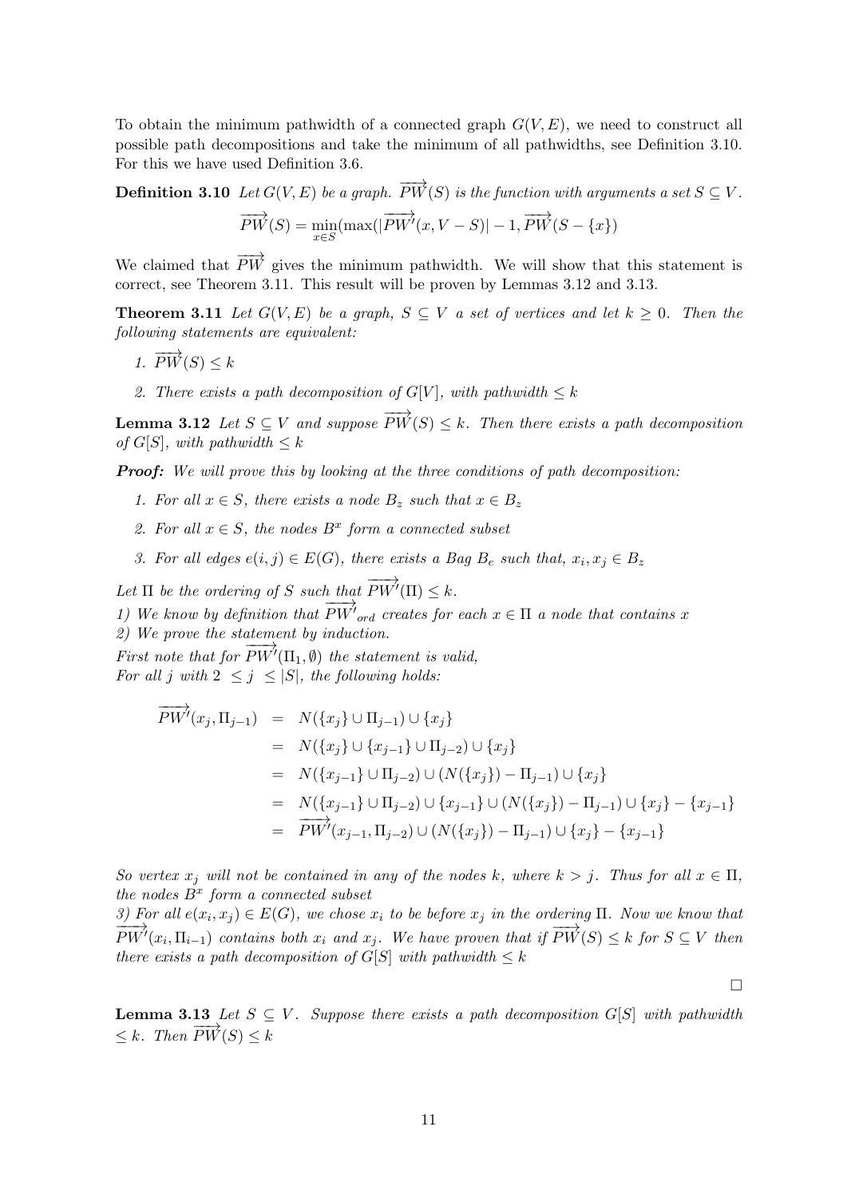To obtain the minimum pathwidth of a connected graph $G(V, E)$, we need to construct all possible path decompositions and take the minimum of all pathwidths, see Definition 3.10. For this we have used Definition 3.6.

**Definition 3.10** *Let $G(V, E)$ be a graph. $\overrightarrow{PW}(S)$ is the function with arguments a set $S \subseteq V$.*

$$\overrightarrow{PW}(S) = \min_{x \in S}(\max(|\overrightarrow{PW'}(x, V - S)| - 1, \overrightarrow{PW}(S - \{x\})$$

We claimed that $\overrightarrow{PW}$ gives the minimum pathwidth. We will show that this statement is correct, see Theorem 3.11. This result will be proven by Lemmas 3.12 and 3.13.

**Theorem 3.11** *Let $G(V, E)$ be a graph, $S \subseteq V$ a set of vertices and let $k \geq 0$. Then the following statements are equivalent:*

1. *$\overrightarrow{PW}(S) \leq k$*
2. *There exists a path decomposition of $G[V]$, with pathwidth $\leq k$*

**Lemma 3.12** *Let $S \subseteq V$ and suppose $\overrightarrow{PW}(S) \leq k$. Then there exists a path decomposition of $G[S]$, with pathwidth $\leq k$*

***Proof:*** *We will prove this by looking at the three conditions of path decomposition:*

1. *For all $x \in S$, there exists a node $B_z$ such that $x \in B_z$*
2. *For all $x \in S$, the nodes $B^x$ form a connected subset*
3. *For all edges $e(i, j) \in E(G)$, there exists a Bag $B_e$ such that, $x_i, x_j \in B_z$*

*Let $\Pi$ be the ordering of $S$ such that $\overrightarrow{PW'}(\Pi) \leq k$.*
*1) We know by definition that $\overrightarrow{PW'}_{ord}$ creates for each $x \in \Pi$ a node that contains $x$*
*2) We prove the statement by induction.*
*First note that for $\overrightarrow{PW'}(\Pi_1, \emptyset)$ the statement is valid,*
*For all $j$ with $2 \leq j \leq |S|$, the following holds:*

$$\begin{aligned}
\overrightarrow{PW'}(x_j, \Pi_{j-1}) &= N(\{x_j\} \cup \Pi_{j-1}) \cup \{x_j\} \\
&= N(\{x_j\} \cup \{x_{j-1}\} \cup \Pi_{j-2}) \cup \{x_j\} \\
&= N(\{x_{j-1}\} \cup \Pi_{j-2}) \cup (N(\{x_j\}) - \Pi_{j-1}) \cup \{x_j\} \\
&= N(\{x_{j-1}\} \cup \Pi_{j-2}) \cup \{x_{j-1}\} \cup (N(\{x_j\}) - \Pi_{j-1}) \cup \{x_j\} - \{x_{j-1}\} \\
&= \overrightarrow{PW'}(x_{j-1}, \Pi_{j-2}) \cup (N(\{x_j\}) - \Pi_{j-1}) \cup \{x_j\} - \{x_{j-1}\}
\end{aligned}$$

*So vertex $x_j$ will not be contained in any of the nodes $k$, where $k > j$. Thus for all $x \in \Pi$, the nodes $B^x$ form a connected subset*
*3) For all $e(x_i, x_j) \in E(G)$, we chose $x_i$ to be before $x_j$ in the ordering $\Pi$. Now we know that $\overrightarrow{PW'}(x_i, \Pi_{i-1})$ contains both $x_i$ and $x_j$. We have proven that if $\overrightarrow{PW}(S) \leq k$ for $S \subseteq V$ then there exists a path decomposition of $G[S]$ with pathwidth $\leq k$*

□

**Lemma 3.13** *Let $S \subseteq V$. Suppose there exists a path decomposition $G[S]$ with pathwidth $\leq k$. Then $\overrightarrow{PW}(S) \leq k$*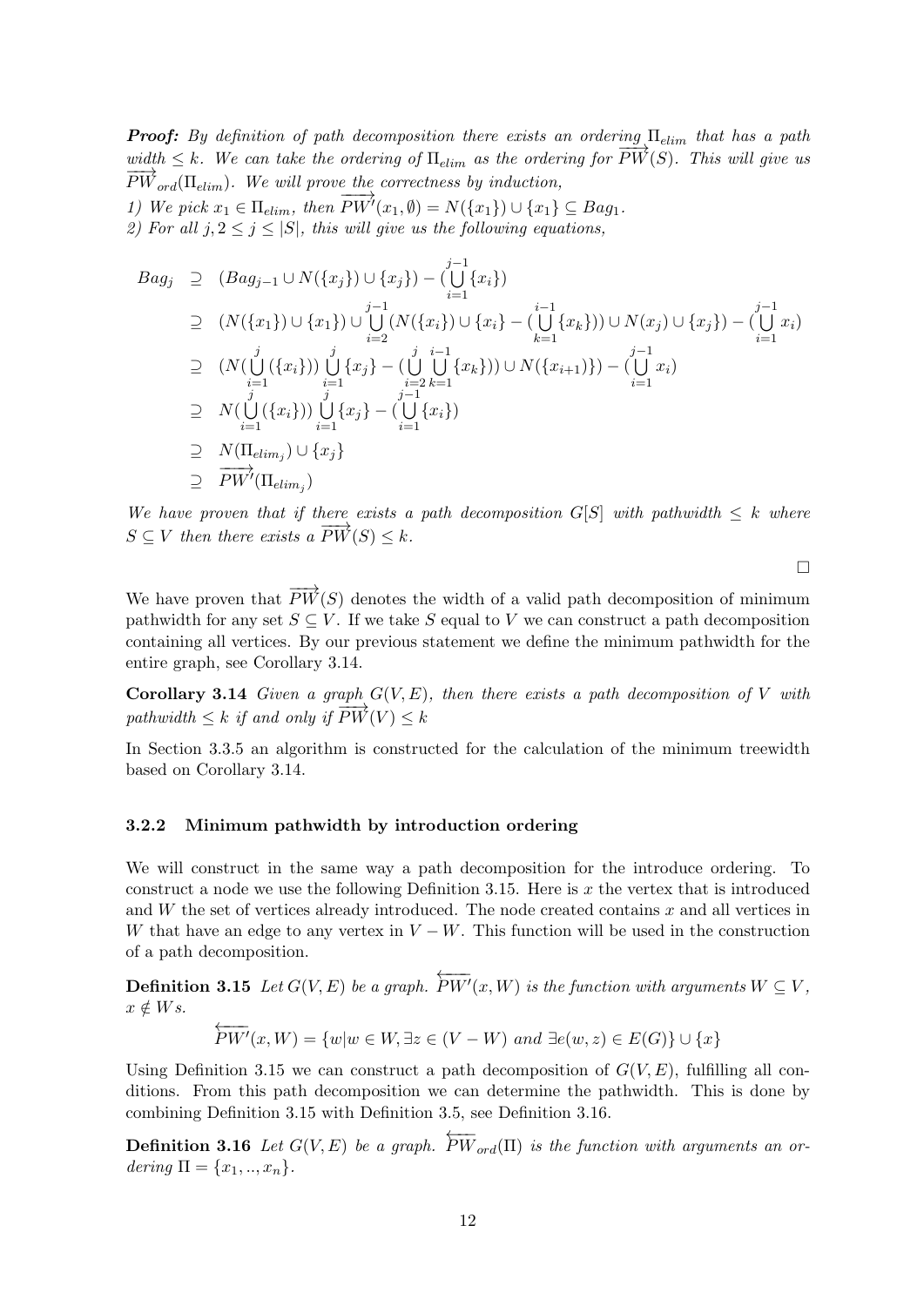***Proof:*** *By definition of path decomposition there exists an ordering $\Pi_{elim}$ that has a path width $\leq k$. We can take the ordering of $\Pi_{elim}$ as the ordering for $\overrightarrow{PW}(S)$. This will give us $\overrightarrow{PW}_{ord}(\Pi_{elim})$. We will prove the correctness by induction,*

*1) We pick $x_1 \in \Pi_{elim}$, then $\overrightarrow{PW'}(x_1, \emptyset) = N(\{x_1\}) \cup \{x_1\} \subseteq Bag_1$.*

*2) For all $j, 2 \leq j \leq |S|$, this will give us the following equations,*

$$
\begin{aligned}
Bag_j &\supseteq (Bag_{j-1} \cup N(\{x_j\}) \cup \{x_j\}) - (\bigcup_{i=1}^{j-1} \{x_i\}) \\
&\supseteq (N(\{x_1\}) \cup \{x_1\}) \cup \bigcup_{i=2}^{j-1} (N(\{x_i\}) \cup \{x_i\} - (\bigcup_{k=1}^{i-1} \{x_k\})) \cup N(x_j) \cup \{x_j\}) - (\bigcup_{i=1}^{j-1} x_i) \\
&\supseteq (N(\bigcup_{i=1}^{j} (\{x_i\})) \bigcup_{i=1}^{j} \{x_j\} - (\bigcup_{i=2}^{j} \bigcup_{k=1}^{i-1} \{x_k\})) \cup N(\{x_{i+1}\})\}) - (\bigcup_{i=1}^{j-1} x_i) \\
&\supseteq N(\bigcup_{i=1}^{j} (\{x_i\})) \bigcup_{i=1}^{j} \{x_j\} - (\bigcup_{i=1}^{j-1} \{x_i\}) \\
&\supseteq N(\Pi_{elim_j}) \cup \{x_j\} \\
&\supseteq \overrightarrow{PW'}(\Pi_{elim_j})
\end{aligned}
$$

*We have proven that if there exists a path decomposition $G[S]$ with pathwidth $\leq k$ where $S \subseteq V$ then there exists a $\overrightarrow{PW}(S) \leq k$.*

□

We have proven that $\overrightarrow{PW}(S)$ denotes the width of a valid path decomposition of minimum pathwidth for any set $S \subseteq V$. If we take $S$ equal to $V$ we can construct a path decomposition containing all vertices. By our previous statement we define the minimum pathwidth for the entire graph, see Corollary 3.14.

**Corollary 3.14** *Given a graph $G(V, E)$, then there exists a path decomposition of $V$ with pathwidth $\leq k$ if and only if $\overrightarrow{PW}(V) \leq k$*

In Section 3.3.5 an algorithm is constructed for the calculation of the minimum treewidth based on Corollary 3.14.

### 3.2.2 Minimum pathwidth by introduction ordering

We will construct in the same way a path decomposition for the introduce ordering. To construct a node we use the following Definition 3.15. Here is $x$ the vertex that is introduced and $W$ the set of vertices already introduced. The node created contains $x$ and all vertices in $W$ that have an edge to any vertex in $V - W$. This function will be used in the construction of a path decomposition.

**Definition 3.15** *Let $G(V, E)$ be a graph. $\overleftarrow{PW'}(x, W)$ is the function with arguments $W \subseteq V$, $x \notin W$s.*

$$\overleftarrow{PW'}(x, W) = \{w | w \in W, \exists z \in (V - W) \text{ and } \exists e(w, z) \in E(G)\} \cup \{x\}$$

Using Definition 3.15 we can construct a path decomposition of $G(V, E)$, fulfilling all conditions. From this path decomposition we can determine the pathwidth. This is done by combining Definition 3.15 with Definition 3.5, see Definition 3.16.

**Definition 3.16** *Let $G(V, E)$ be a graph. $\overleftarrow{PW}_{ord}(\Pi)$ is the function with arguments an ordering $\Pi = \{x_1, .., x_n\}$.*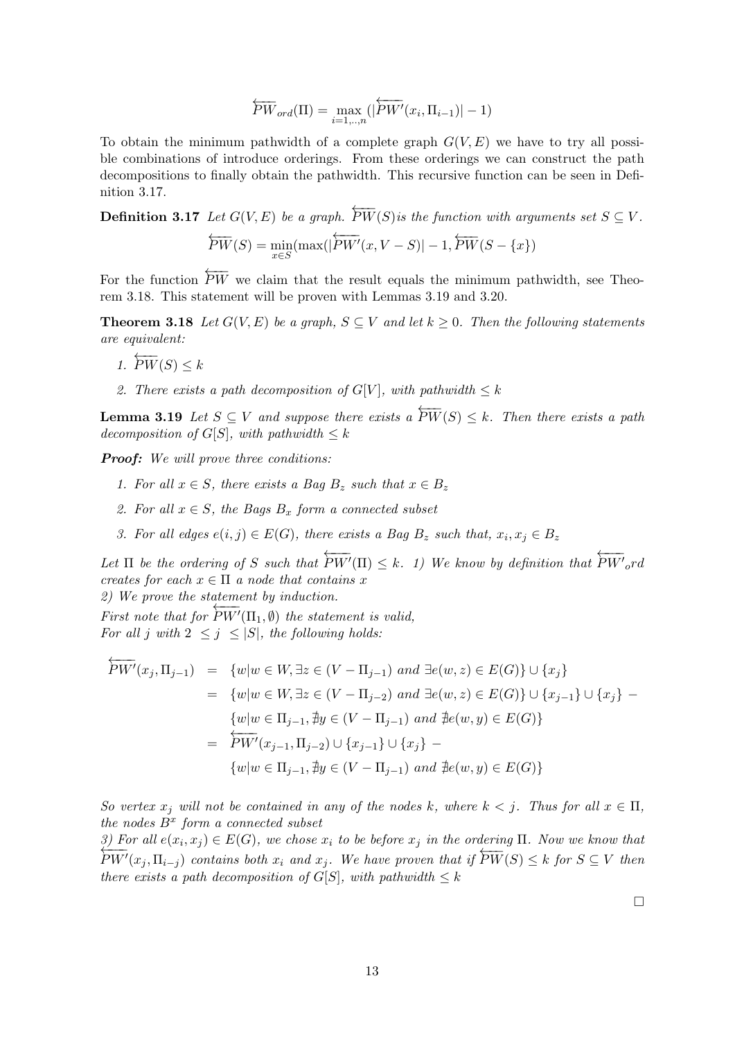$$\overleftarrow{PW}_{ord}(\Pi) = \max_{i=1,..,n}(|\overleftarrow{PW'}(x_i, \Pi_{i-1})| - 1)$$

To obtain the minimum pathwidth of a complete graph $G(V, E)$ we have to try all possible combinations of introduce orderings. From these orderings we can construct the path decompositions to finally obtain the pathwidth. This recursive function can be seen in Definition 3.17.

**Definition 3.17** *Let $G(V, E)$ be a graph. $\overleftarrow{PW}(S)$is the function with arguments set $S \subseteq V$.*

$$\overleftarrow{PW}(S) = \min_{x \in S}(\max(|\overleftarrow{PW'}(x, V - S)| - 1, \overleftarrow{PW}(S - \{x\})$$

For the function $\overleftarrow{PW}$ we claim that the result equals the minimum pathwidth, see Theorem 3.18. This statement will be proven with Lemmas 3.19 and 3.20.

**Theorem 3.18** *Let $G(V, E)$ be a graph, $S \subseteq V$ and let $k \geq 0$. Then the following statements are equivalent:*

1. *$\overleftarrow{PW}(S) \leq k$*
2. *There exists a path decomposition of $G[V]$, with pathwidth $\leq k$*

**Lemma 3.19** *Let $S \subseteq V$ and suppose there exists a $\overleftarrow{PW}(S) \leq k$. Then there exists a path decomposition of $G[S]$, with pathwidth $\leq k$*

***Proof:*** *We will prove three conditions:*

1. *For all $x \in S$, there exists a Bag $B_z$ such that $x \in B_z$*
2. *For all $x \in S$, the Bags $B_x$ form a connected subset*
3. *For all edges $e(i, j) \in E(G)$, there exists a Bag $B_z$ such that, $x_i, x_j \in B_z$*

*Let $\Pi$ be the ordering of $S$ such that $\overleftarrow{PW'}(\Pi) \leq k$. 1) We know by definition that $\overleftarrow{PW'}_ord$ creates for each $x \in \Pi$ a node that contains $x$*
*2) We prove the statement by induction.*
*First note that for $\overleftarrow{PW'}(\Pi_1, \emptyset)$ the statement is valid,*
*For all $j$ with $2 \leq j \leq |S|$, the following holds:*

$$\begin{aligned}
\overleftarrow{PW'}(x_j, \Pi_{j-1}) &= \{w | w \in W, \exists z \in (V - \Pi_{j-1}) \text{ and } \exists e(w, z) \in E(G)\} \cup \{x_j\} \\
&= \{w | w \in W, \exists z \in (V - \Pi_{j-2}) \text{ and } \exists e(w, z) \in E(G)\} \cup \{x_{j-1}\} \cup \{x_j\} - \\
&\quad \{w | w \in \Pi_{j-1}, \nexists y \in (V - \Pi_{j-1}) \text{ and } \nexists e(w, y) \in E(G)\} \\
&= \overleftarrow{PW'}(x_{j-1}, \Pi_{j-2}) \cup \{x_{j-1}\} \cup \{x_j\} - \\
&\quad \{w | w \in \Pi_{j-1}, \nexists y \in (V - \Pi_{j-1}) \text{ and } \nexists e(w, y) \in E(G)\}
\end{aligned}$$

*So vertex $x_j$ will not be contained in any of the nodes $k$, where $k < j$. Thus for all $x \in \Pi$, the nodes $B^x$ form a connected subset*
*3) For all $e(x_i, x_j) \in E(G)$, we chose $x_i$ to be before $x_j$ in the ordering $\Pi$. Now we know that $\overleftarrow{PW'}(x_j, \Pi_{i-j})$ contains both $x_i$ and $x_j$. We have proven that if $\overleftarrow{PW}(S) \leq k$ for $S \subseteq V$ then there exists a path decomposition of $G[S]$, with pathwidth $\leq k$*

□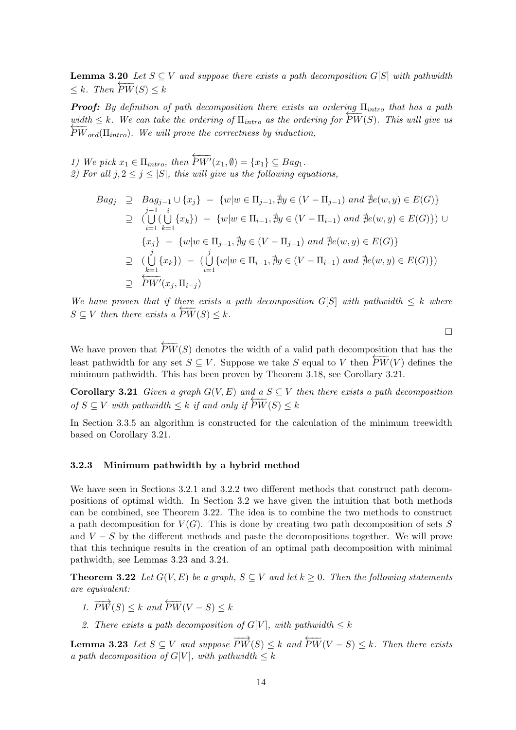**Lemma 3.20** *Let $S \subseteq V$ and suppose there exists a path decomposition $G[S]$ with pathwidth $\leq k$. Then $\overleftarrow{PW}(S) \leq k$*

***Proof:*** *By definition of path decomposition there exists an ordering $\Pi_{intro}$ that has a path width $\leq k$. We can take the ordering of $\Pi_{intro}$ as the ordering for $\overleftarrow{PW}(S)$. This will give us $\overleftarrow{PW}_{ord}(\Pi_{intro})$. We will prove the correctness by induction,*

*1) We pick $x_1 \in \Pi_{intro}$, then $\overleftarrow{PW'}(x_1, \emptyset) = \{x_1\} \subseteq Bag_1$.*
*2) For all $j, 2 \leq j \leq |S|$, this will give us the following equations,*

$$
\begin{aligned}
Bag_j &\supseteq Bag_{j-1} \cup \{x_j\} \; - \; \{w | w \in \Pi_{j-1}, \nexists y \in (V - \Pi_{j-1}) \text{ and } \nexists e(w,y) \in E(G)\} \\
&\supseteq (\bigcup_{i=1}^{j-1} (\bigcup_{k=1}^{i} \{x_k\}) \; - \; \{w | w \in \Pi_{i-1}, \nexists y \in (V - \Pi_{i-1}) \text{ and } \nexists e(w,y) \in E(G)\}) \cup \\
&\quad \{x_j\} \; - \; \{w | w \in \Pi_{j-1}, \nexists y \in (V - \Pi_{j-1}) \text{ and } \nexists e(w,y) \in E(G)\} \\
&\supseteq (\bigcup_{k=1}^{j} \{x_k\}) \; - \; (\bigcup_{i=1}^{j} \{w | w \in \Pi_{i-1}, \nexists y \in (V - \Pi_{i-1}) \text{ and } \nexists e(w,y) \in E(G)\}) \\
&\supseteq \overleftarrow{PW'}(x_j, \Pi_{i-j})
\end{aligned}
$$

*We have proven that if there exists a path decomposition $G[S]$ with pathwidth $\leq k$ where $S \subseteq V$ then there exists a $\overleftarrow{PW}(S) \leq k$.*

□

We have proven that $\overleftarrow{PW}(S)$ denotes the width of a valid path decomposition that has the least pathwidth for any set $S \subseteq V$. Suppose we take $S$ equal to $V$ then $\overleftarrow{PW}(V)$ defines the minimum pathwidth. This has been proven by Theorem 3.18, see Corollary 3.21.

**Corollary 3.21** *Given a graph $G(V, E)$ and a $S \subseteq V$ then there exists a path decomposition of $S \subseteq V$ with pathwidth $\leq k$ if and only if $\overleftarrow{PW}(S) \leq k$*

In Section 3.3.5 an algorithm is constructed for the calculation of the minimum treewidth based on Corollary 3.21.

### 3.2.3 Minimum pathwidth by a hybrid method

We have seen in Sections 3.2.1 and 3.2.2 two different methods that construct path decompositions of optimal width. In Section 3.2 we have given the intuition that both methods can be combined, see Theorem 3.22. The idea is to combine the two methods to construct a path decomposition for $V(G)$. This is done by creating two path decomposition of sets $S$ and $V - S$ by the different methods and paste the decompositions together. We will prove that this technique results in the creation of an optimal path decomposition with minimal pathwidth, see Lemmas 3.23 and 3.24.

**Theorem 3.22** *Let $G(V, E)$ be a graph, $S \subseteq V$ and let $k \geq 0$. Then the following statements are equivalent:*

1. *$\overrightarrow{PW}(S) \leq k$ and $\overleftarrow{PW}(V - S) \leq k$*
2. *There exists a path decomposition of $G[V]$, with pathwidth $\leq k$*

**Lemma 3.23** *Let $S \subseteq V$ and suppose $\overrightarrow{PW}(S) \leq k$ and $\overleftarrow{PW}(V - S) \leq k$. Then there exists a path decomposition of $G[V]$, with pathwidth $\leq k$*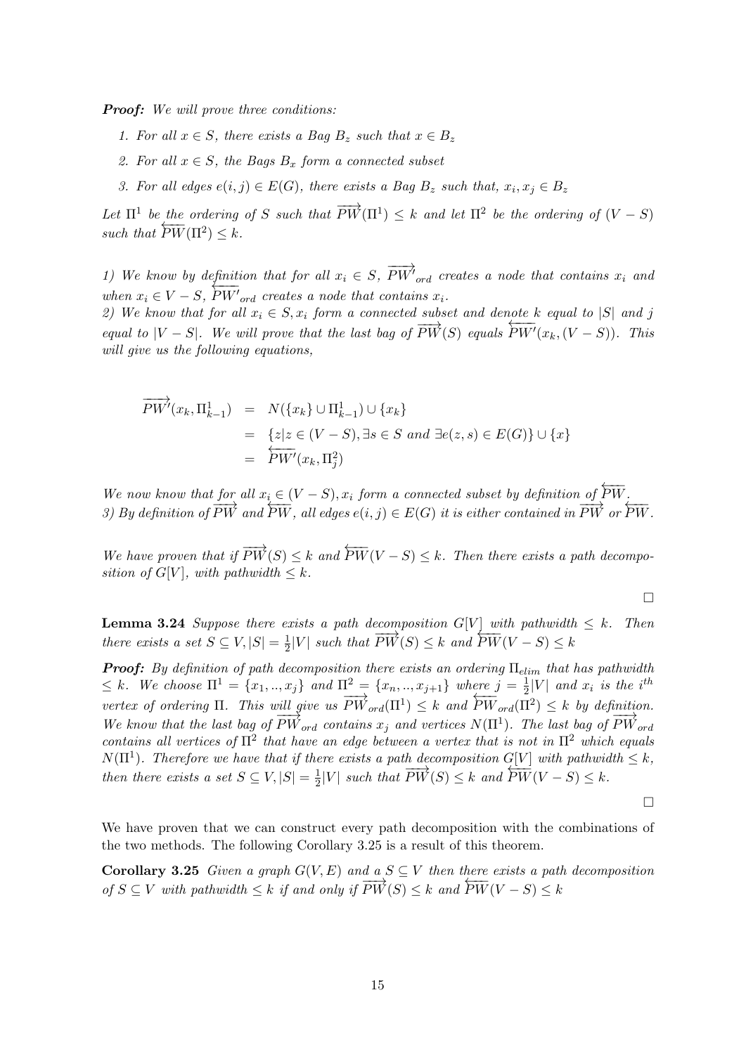*Proof:* We will prove three conditions:

1. For all $x \in S$, there exists a Bag $B_z$ such that $x \in B_z$
2. For all $x \in S$, the Bags $B_x$ form a connected subset
3. For all edges $e(i,j) \in E(G)$, there exists a Bag $B_z$ such that, $x_i, x_j \in B_z$

Let $\Pi^1$ be the ordering of $S$ such that $\overrightarrow{PW}(\Pi^1) \leq k$ and let $\Pi^2$ be the ordering of $(V - S)$ such that $\overleftarrow{PW}(\Pi^2) \leq k$.

1) We know by definition that for all $x_i \in S$, $\overrightarrow{PW'}_{ord}$ creates a node that contains $x_i$ and when $x_i \in V - S$, $\overleftarrow{PW'}_{ord}$ creates a node that contains $x_i$.
2) We know that for all $x_i \in S, x_i$ form a connected subset and denote $k$ equal to $|S|$ and $j$ equal to $|V - S|$. We will prove that the last bag of $\overrightarrow{PW}(S)$ equals $\overleftarrow{PW'}(x_k, (V - S))$. This will give us the following equations,

$$
\begin{aligned}
\overrightarrow{PW'}(x_k, \Pi^1_{k-1}) &= N(\{x_k\} \cup \Pi^1_{k-1}) \cup \{x_k\} \\
&= \{z | z \in (V - S), \exists s \in S \text{ and } \exists e(z,s) \in E(G)\} \cup \{x\} \\
&= \overleftarrow{PW'}(x_k, \Pi^2_j)
\end{aligned}
$$

We now know that for all $x_i \in (V - S), x_i$ form a connected subset by definition of $\overleftarrow{PW}$.
3) By definition of $\overrightarrow{PW}$ and $\overleftarrow{PW}$, all edges $e(i,j) \in E(G)$ it is either contained in $\overrightarrow{PW}$ or $\overleftarrow{PW}$.

We have proven that if $\overrightarrow{PW}(S) \leq k$ and $\overleftarrow{PW}(V - S) \leq k$. Then there exists a path decomposition of $G[V]$, with pathwidth $\leq k$.

□

**Lemma 3.24** *Suppose there exists a path decomposition $G[V]$ with pathwidth $\leq k$. Then there exists a set $S \subseteq V, |S| = \frac{1}{2}|V|$ such that $\overrightarrow{PW}(S) \leq k$ and $\overleftarrow{PW}(V - S) \leq k$*

*Proof:* By definition of path decomposition there exists an ordering $\Pi_{elim}$ that has pathwidth $\leq k$. We choose $\Pi^1 = \{x_1, .., x_j\}$ and $\Pi^2 = \{x_n, .., x_{j+1}\}$ where $j = \frac{1}{2}|V|$ and $x_i$ is the $i^{th}$ vertex of ordering $\Pi$. This will give us $\overrightarrow{PW}_{ord}(\Pi^1) \leq k$ and $\overleftarrow{PW}_{ord}(\Pi^2) \leq k$ by definition. We know that the last bag of $\overrightarrow{PW}_{ord}$ contains $x_j$ and vertices $N(\Pi^1)$. The last bag of $\overrightarrow{PW}_{ord}$ contains all vertices of $\Pi^2$ that have an edge between a vertex that is not in $\Pi^2$ which equals $N(\Pi^1)$. Therefore we have that if there exists a path decomposition $G[V]$ with pathwidth $\leq k$, then there exists a set $S \subseteq V, |S| = \frac{1}{2}|V|$ such that $\overrightarrow{PW}(S) \leq k$ and $\overleftarrow{PW}(V - S) \leq k$.

□

We have proven that we can construct every path decomposition with the combinations of the two methods. The following Corollary 3.25 is a result of this theorem.

**Corollary 3.25** *Given a graph $G(V,E)$ and a $S \subseteq V$ then there exists a path decomposition of $S \subseteq V$ with pathwidth $\leq k$ if and only if $\overrightarrow{PW}(S) \leq k$ and $\overleftarrow{PW}(V - S) \leq k$*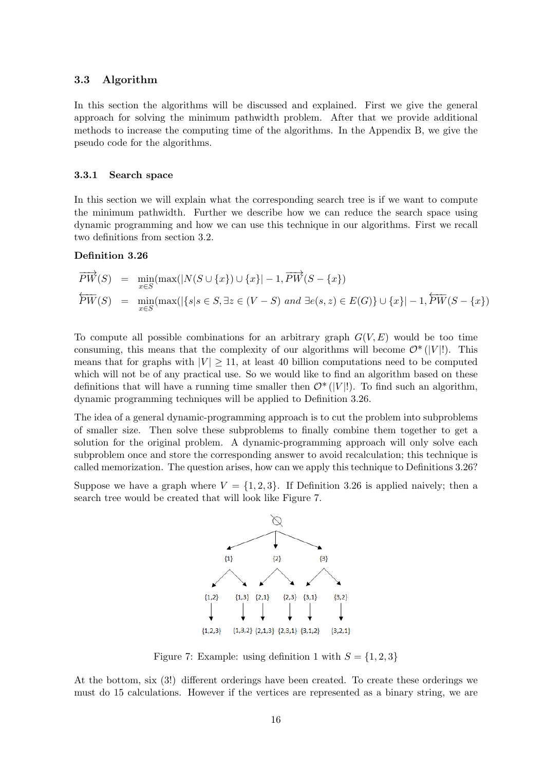### 3.3 Algorithm

In this section the algorithms will be discussed and explained. First we give the general approach for solving the minimum pathwidth problem. After that we provide additional methods to increase the computing time of the algorithms. In the Appendix B, we give the pseudo code for the algorithms.

#### 3.3.1 Search space

In this section we will explain what the corresponding search tree is if we want to compute the minimum pathwidth. Further we describe how we can reduce the search space using dynamic programming and how we can use this technique in our algorithms. First we recall two definitions from section 3.2.

**Definition 3.26**

$$\overrightarrow{PW}(S) \quad = \quad \min_{x \in S}(\max(|N(S \cup \{x\}) \cup \{x\}| - 1, \overrightarrow{PW}(S - \{x\})$$

$$\overleftarrow{PW}(S) \quad = \quad \min_{x \in S}(\max(|\{s|s \in S, \exists z \in (V - S) \ and \ \exists e(s,z) \in E(G)\} \cup \{x\}| - 1, \overleftarrow{PW}(S - \{x\})$$

To compute all possible combinations for an arbitrary graph $G(V, E)$ would be too time consuming, this means that the complexity of our algorithms will become $\mathcal{O}^*(|V|!)$. This means that for graphs with $|V| \geq 11$, at least 40 billion computations need to be computed which will not be of any practical use. So we would like to find an algorithm based on these definitions that will have a running time smaller then $\mathcal{O}^*(|V|!)$. To find such an algorithm, dynamic programming techniques will be applied to Definition 3.26.

The idea of a general dynamic-programming approach is to cut the problem into subproblems of smaller size. Then solve these subproblems to finally combine them together to get a solution for the original problem. A dynamic-programming approach will only solve each subproblem once and store the corresponding answer to avoid recalculation; this technique is called memorization. The question arises, how can we apply this technique to Definitions 3.26?

Suppose we have a graph where $V = \{1, 2, 3\}$. If Definition 3.26 is applied naively; then a search tree would be created that will look like Figure 7.

Figure 7: Example: using definition 1 with $S = \{1, 2, 3\}$

At the bottom, six (3!) different orderings have been created. To create these orderings we must do 15 calculations. However if the vertices are represented as a binary string, we are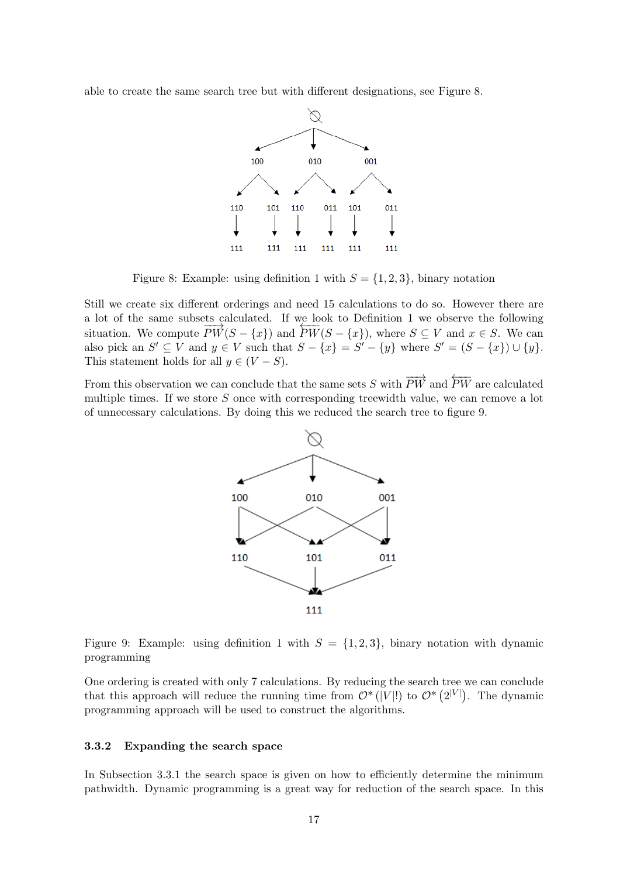able to create the same search tree but with different designations, see Figure 8.

Figure 8: Example: using definition 1 with $S = \{1, 2, 3\}$, binary notation

Still we create six different orderings and need 15 calculations to do so. However there are a lot of the same subsets calculated. If we look to Definition 1 we observe the following situation. We compute $\overrightarrow{PW}(S - \{x\})$ and $\overleftarrow{PW}(S - \{x\})$, where $S \subseteq V$ and $x \in S$. We can also pick an $S' \subseteq V$ and $y \in V$ such that $S - \{x\} = S' - \{y\}$ where $S' = (S - \{x\}) \cup \{y\}$. This statement holds for all $y \in (V - S)$.

From this observation we can conclude that the same sets $S$ with $\overrightarrow{PW}$ and $\overleftarrow{PW}$ are calculated multiple times. If we store $S$ once with corresponding treewidth value, we can remove a lot of unnecessary calculations. By doing this we reduced the search tree to figure 9.

Figure 9: Example: using definition 1 with $S = \{1, 2, 3\}$, binary notation with dynamic programming

One ordering is created with only 7 calculations. By reducing the search tree we can conclude that this approach will reduce the running time from $\mathcal{O}^*(|V|!)$ to $\mathcal{O}^*(2^{|V|})$. The dynamic programming approach will be used to construct the algorithms.

### 3.3.2 Expanding the search space

In Subsection 3.3.1 the search space is given on how to efficiently determine the minimum pathwidth. Dynamic programming is a great way for reduction of the search space. In this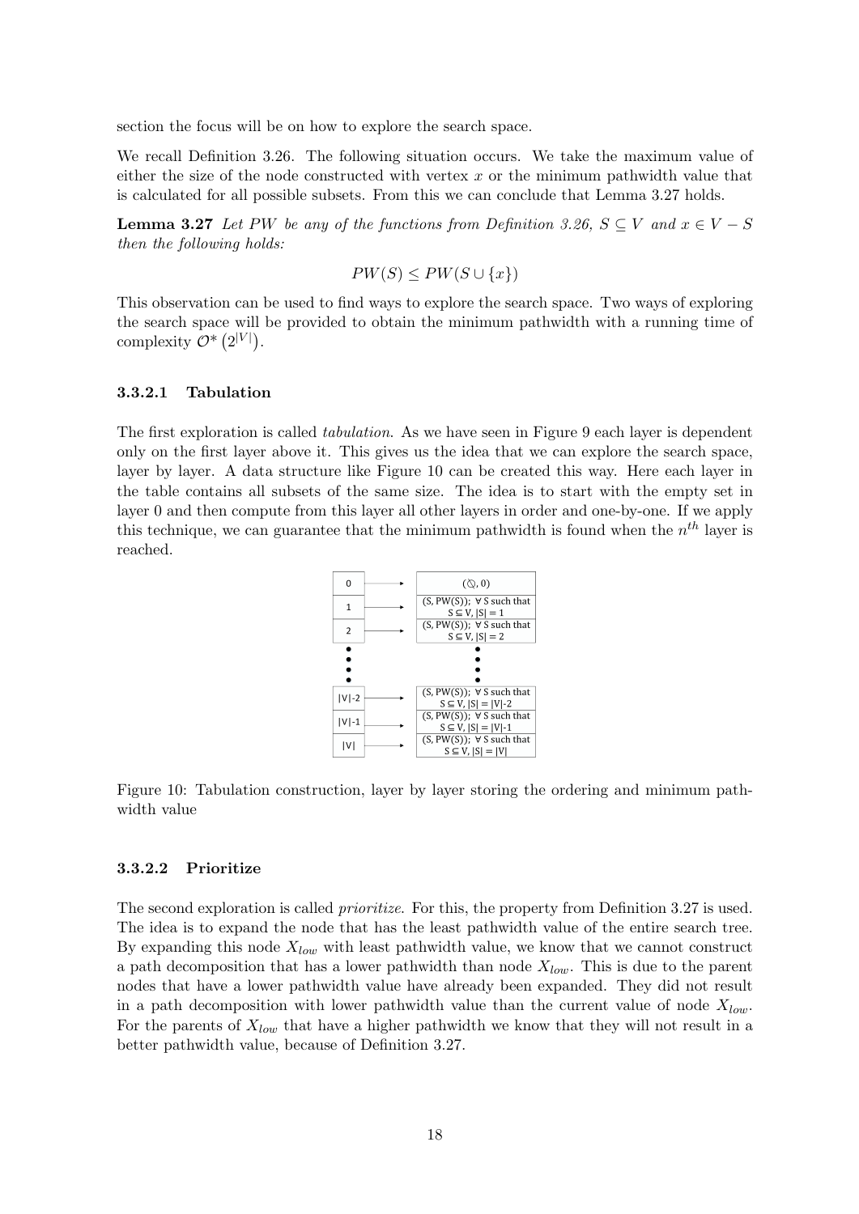section the focus will be on how to explore the search space.

We recall Definition 3.26. The following situation occurs. We take the maximum value of either the size of the node constructed with vertex $x$ or the minimum pathwidth value that is calculated for all possible subsets. From this we can conclude that Lemma 3.27 holds.

**Lemma 3.27** *Let $PW$ be any of the functions from Definition 3.26, $S \subseteq V$ and $x \in V - S$ then the following holds:*

$$PW(S) \leq PW(S \cup \{x\})$$

This observation can be used to find ways to explore the search space. Two ways of exploring the search space will be provided to obtain the minimum pathwidth with a running time of complexity $\mathcal{O}^*\left(2^{|V|}\right)$.

#### 3.3.2.1 Tabulation

The first exploration is called *tabulation*. As we have seen in Figure 9 each layer is dependent only on the first layer above it. This gives us the idea that we can explore the search space, layer by layer. A data structure like Figure 10 can be created this way. Here each layer in the table contains all subsets of the same size. The idea is to start with the empty set in layer 0 and then compute from this layer all other layers in order and one-by-one. If we apply this technique, we can guarantee that the minimum pathwidth is found when the $n^{th}$ layer is reached.

| Layer | | Content |
|---|---|---|
| 0 | → | $(\emptyset, 0)$ |
| 1 | → | $(S, PW(S))$; $\forall$ S such that $S \subseteq V$, $\lvert S \rvert = 1$ |
| 2 | → | $(S, PW(S))$; $\forall$ S such that $S \subseteq V$, $\lvert S \rvert = 2$ |
| ⋮ | | ⋮ |
| $\lvert V \rvert$-2 | → | $(S, PW(S))$; $\forall$ S such that $S \subseteq V$, $\lvert S \rvert = \lvert V \rvert - 2$ |
| $\lvert V \rvert$-1 | → | $(S, PW(S))$; $\forall$ S such that $S \subseteq V$, $\lvert S \rvert = \lvert V \rvert - 1$ |
| $\lvert V \rvert$ | → | $(S, PW(S))$; $\forall$ S such that $S \subseteq V$, $\lvert S \rvert = \lvert V \rvert$ |

Figure 10: Tabulation construction, layer by layer storing the ordering and minimum pathwidth value

#### 3.3.2.2 Prioritize

The second exploration is called *prioritize*. For this, the property from Definition 3.27 is used. The idea is to expand the node that has the least pathwidth value of the entire search tree. By expanding this node $X_{low}$ with least pathwidth value, we know that we cannot construct a path decomposition that has a lower pathwidth than node $X_{low}$. This is due to the parent nodes that have a lower pathwidth value have already been expanded. They did not result in a path decomposition with lower pathwidth value than the current value of node $X_{low}$. For the parents of $X_{low}$ that have a higher pathwidth we know that they will not result in a better pathwidth value, because of Definition 3.27.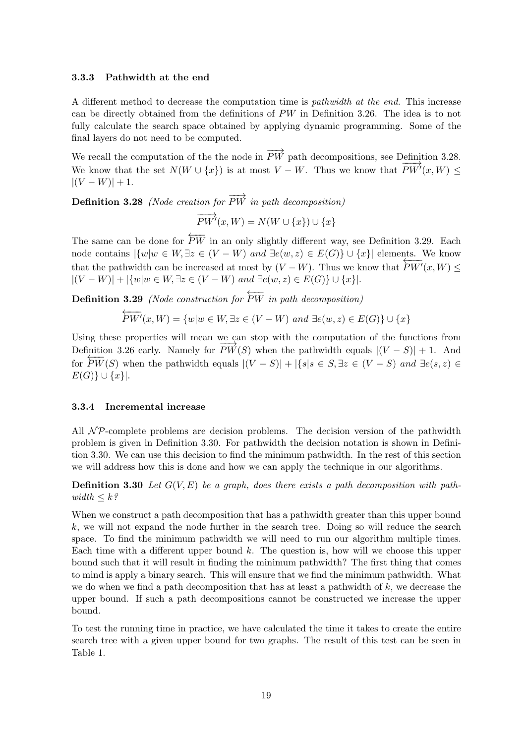### 3.3.3 Pathwidth at the end

A different method to decrease the computation time is *pathwidth at the end*. This increase can be directly obtained from the definitions of $PW$ in Definition 3.26. The idea is to not fully calculate the search space obtained by applying dynamic programming. Some of the final layers do not need to be computed.

We recall the computation of the the node in $\overrightarrow{PW}$ path decompositions, see Definition 3.28. We know that the set $N(W \cup \{x\})$ is at most $V - W$. Thus we know that $\overrightarrow{PW'}(x, W) \leq |(V - W)| + 1$.

**Definition 3.28** *(Node creation for $\overrightarrow{PW}$ in path decomposition)*

$$\overrightarrow{PW'}(x, W) = N(W \cup \{x\}) \cup \{x\}$$

The same can be done for $\overleftarrow{PW}$ in an only slightly different way, see Definition 3.29. Each node contains $|\{w | w \in W, \exists z \in (V - W) \text{ and } \exists e(w, z) \in E(G)\} \cup \{x\}|$ elements. We know that the pathwidth can be increased at most by $(V - W)$. Thus we know that $\overleftarrow{PW'}(x, W) \leq |(V - W)| + |\{w | w \in W, \exists z \in (V - W) \text{ and } \exists e(w, z) \in E(G)\} \cup \{x\}|$.

**Definition 3.29** *(Node construction for $\overleftarrow{PW}$ in path decomposition)*

$$\overleftarrow{PW'}(x, W) = \{w | w \in W, \exists z \in (V - W) \text{ and } \exists e(w, z) \in E(G)\} \cup \{x\}$$

Using these properties will mean we can stop with the computation of the functions from Definition 3.26 early. Namely for $\overrightarrow{PW}(S)$ when the pathwidth equals $|(V - S)| + 1$. And for $\overleftarrow{PW}(S)$ when the pathwidth equals $|(V - S)| + |\{s | s \in S, \exists z \in (V - S) \text{ and } \exists e(s, z) \in E(G)\} \cup \{x\}|$.

### 3.3.4 Incremental increase

All $\mathcal{NP}$-complete problems are decision problems. The decision version of the pathwidth problem is given in Definition 3.30. For pathwidth the decision notation is shown in Definition 3.30. We can use this decision to find the minimum pathwidth. In the rest of this section we will address how this is done and how we can apply the technique in our algorithms.

**Definition 3.30** *Let $G(V, E)$ be a graph, does there exists a path decomposition with pathwidth $\leq k$?*

When we construct a path decomposition that has a pathwidth greater than this upper bound $k$, we will not expand the node further in the search tree. Doing so will reduce the search space. To find the minimum pathwidth we will need to run our algorithm multiple times. Each time with a different upper bound $k$. The question is, how will we choose this upper bound such that it will result in finding the minimum pathwidth? The first thing that comes to mind is apply a binary search. This will ensure that we find the minimum pathwidth. What we do when we find a path decomposition that has at least a pathwidth of $k$, we decrease the upper bound. If such a path decompositions cannot be constructed we increase the upper bound.

To test the running time in practice, we have calculated the time it takes to create the entire search tree with a given upper bound for two graphs. The result of this test can be seen in Table 1.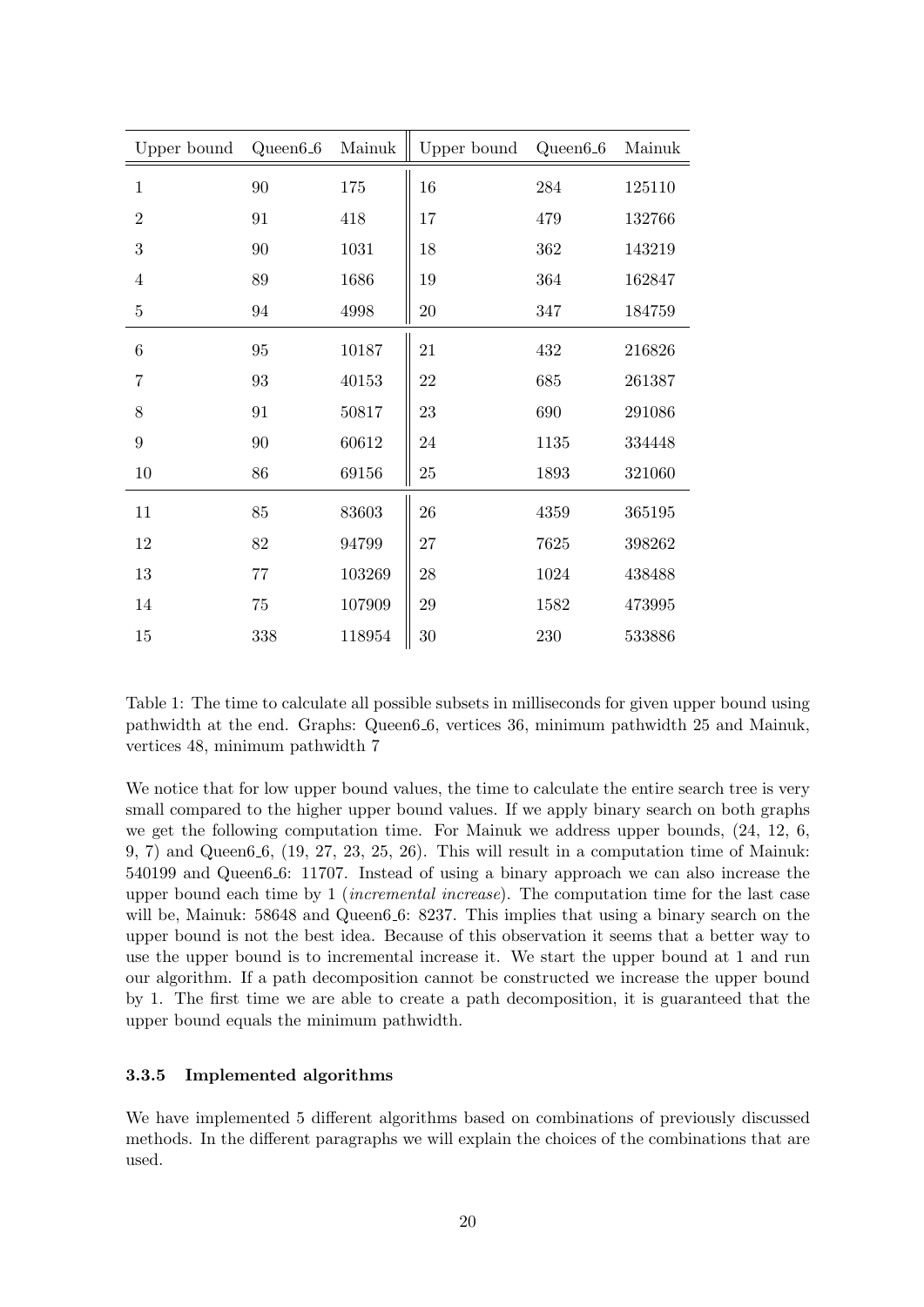| Upper bound | Queen6_6 | Mainuk | Upper bound | Queen6_6 | Mainuk |
|---|---|---|---|---|---|
| 1 | 90 | 175 | 16 | 284 | 125110 |
| 2 | 91 | 418 | 17 | 479 | 132766 |
| 3 | 90 | 1031 | 18 | 362 | 143219 |
| 4 | 89 | 1686 | 19 | 364 | 162847 |
| 5 | 94 | 4998 | 20 | 347 | 184759 |
| 6 | 95 | 10187 | 21 | 432 | 216826 |
| 7 | 93 | 40153 | 22 | 685 | 261387 |
| 8 | 91 | 50817 | 23 | 690 | 291086 |
| 9 | 90 | 60612 | 24 | 1135 | 334448 |
| 10 | 86 | 69156 | 25 | 1893 | 321060 |
| 11 | 85 | 83603 | 26 | 4359 | 365195 |
| 12 | 82 | 94799 | 27 | 7625 | 398262 |
| 13 | 77 | 103269 | 28 | 1024 | 438488 |
| 14 | 75 | 107909 | 29 | 1582 | 473995 |
| 15 | 338 | 118954 | 30 | 230 | 533886 |

Table 1: The time to calculate all possible subsets in milliseconds for given upper bound using pathwidth at the end. Graphs: Queen6_6, vertices 36, minimum pathwidth 25 and Mainuk, vertices 48, minimum pathwidth 7

We notice that for low upper bound values, the time to calculate the entire search tree is very small compared to the higher upper bound values. If we apply binary search on both graphs we get the following computation time. For Mainuk we address upper bounds, (24, 12, 6, 9, 7) and Queen6_6, (19, 27, 23, 25, 26). This will result in a computation time of Mainuk: 540199 and Queen6_6: 11707. Instead of using a binary approach we can also increase the upper bound each time by 1 (*incremental increase*). The computation time for the last case will be, Mainuk: 58648 and Queen6_6: 8237. This implies that using a binary search on the upper bound is not the best idea. Because of this observation it seems that a better way to use the upper bound is to incremental increase it. We start the upper bound at 1 and run our algorithm. If a path decomposition cannot be constructed we increase the upper bound by 1. The first time we are able to create a path decomposition, it is guaranteed that the upper bound equals the minimum pathwidth.

#### 3.3.5 Implemented algorithms

We have implemented 5 different algorithms based on combinations of previously discussed methods. In the different paragraphs we will explain the choices of the combinations that are used.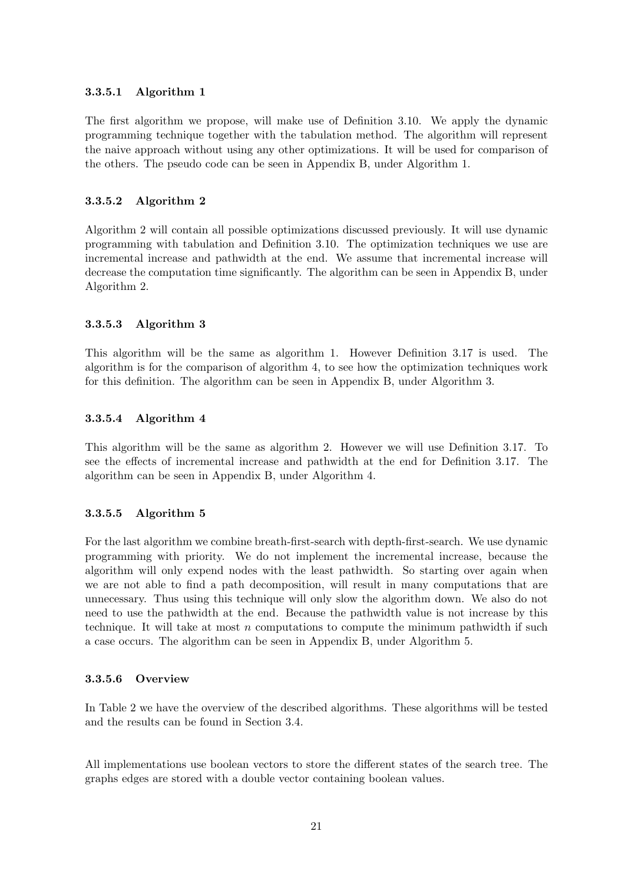#### 3.3.5.1 Algorithm 1

The first algorithm we propose, will make use of Definition 3.10. We apply the dynamic programming technique together with the tabulation method. The algorithm will represent the naive approach without using any other optimizations. It will be used for comparison of the others. The pseudo code can be seen in Appendix B, under Algorithm 1.

#### 3.3.5.2 Algorithm 2

Algorithm 2 will contain all possible optimizations discussed previously. It will use dynamic programming with tabulation and Definition 3.10. The optimization techniques we use are incremental increase and pathwidth at the end. We assume that incremental increase will decrease the computation time significantly. The algorithm can be seen in Appendix B, under Algorithm 2.

#### 3.3.5.3 Algorithm 3

This algorithm will be the same as algorithm 1. However Definition 3.17 is used. The algorithm is for the comparison of algorithm 4, to see how the optimization techniques work for this definition. The algorithm can be seen in Appendix B, under Algorithm 3.

#### 3.3.5.4 Algorithm 4

This algorithm will be the same as algorithm 2. However we will use Definition 3.17. To see the effects of incremental increase and pathwidth at the end for Definition 3.17. The algorithm can be seen in Appendix B, under Algorithm 4.

#### 3.3.5.5 Algorithm 5

For the last algorithm we combine breath-first-search with depth-first-search. We use dynamic programming with priority. We do not implement the incremental increase, because the algorithm will only expend nodes with the least pathwidth. So starting over again when we are not able to find a path decomposition, will result in many computations that are unnecessary. Thus using this technique will only slow the algorithm down. We also do not need to use the pathwidth at the end. Because the pathwidth value is not increase by this technique. It will take at most $n$ computations to compute the minimum pathwidth if such a case occurs. The algorithm can be seen in Appendix B, under Algorithm 5.

#### 3.3.5.6 Overview

In Table 2 we have the overview of the described algorithms. These algorithms will be tested and the results can be found in Section 3.4.

All implementations use boolean vectors to store the different states of the search tree. The graphs edges are stored with a double vector containing boolean values.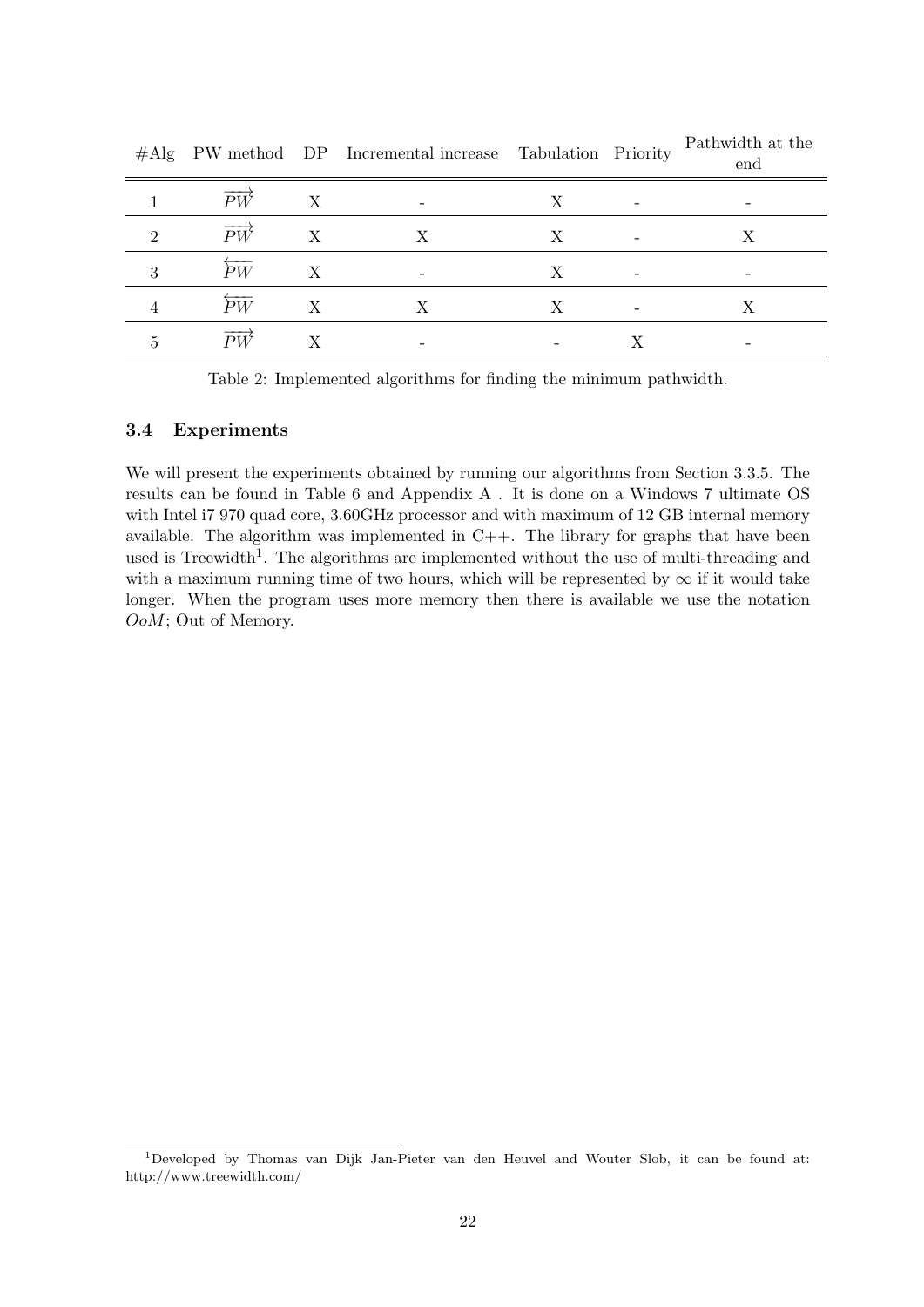| #Alg | PW method | DP | Incremental increase | Tabulation | Priority | Pathwidth at the end |
|---|---|---|---|---|---|---|
| 1 | $\overrightarrow{PW}$ | X | - | X | - | - |
| 2 | $\overrightarrow{PW}$ | X | X | X | - | X |
| 3 | $\overleftarrow{PW}$ | X | - | X | - | - |
| 4 | $\overleftarrow{PW}$ | X | X | X | - | X |
| 5 | $\overrightarrow{PW}$ | X | - | - | X | - |

Table 2: Implemented algorithms for finding the minimum pathwidth.

### 3.4 Experiments

We will present the experiments obtained by running our algorithms from Section 3.3.5. The results can be found in Table 6 and Appendix A . It is done on a Windows 7 ultimate OS with Intel i7 970 quad core, 3.60GHz processor and with maximum of 12 GB internal memory available. The algorithm was implemented in C++. The library for graphs that have been used is Treewidth[1]. The algorithms are implemented without the use of multi-threading and with a maximum running time of two hours, which will be represented by $\infty$ if it would take longer. When the program uses more memory then there is available we use the notation *OoM*; Out of Memory.

[1]Developed by Thomas van Dijk Jan-Pieter van den Heuvel and Wouter Slob, it can be found at: http://www.treewidth.com/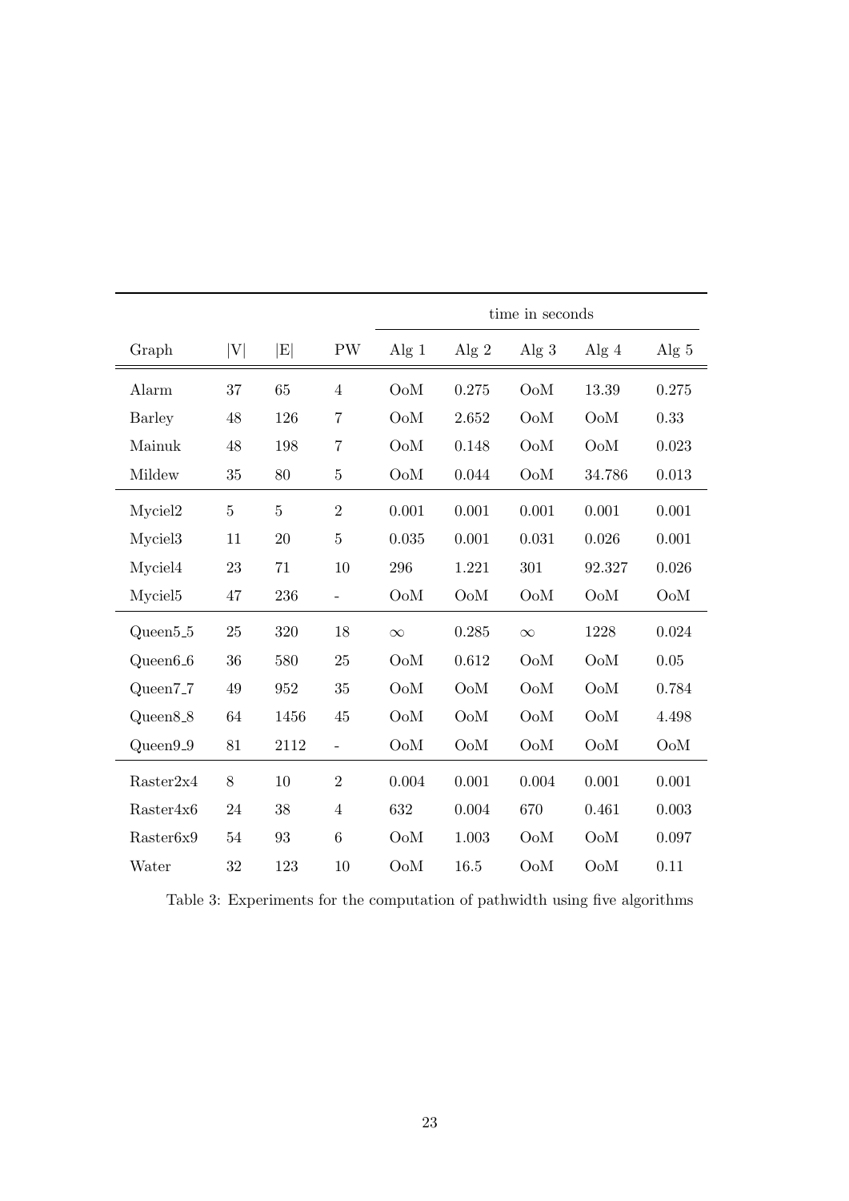| | | | | time in seconds | | | | |
|---|---|---|---|---|---|---|---|---|
| Graph | \|V\| | \|E\| | PW | Alg 1 | Alg 2 | Alg 3 | Alg 4 | Alg 5 |
| Alarm | 37 | 65 | 4 | OoM | 0.275 | OoM | 13.39 | 0.275 |
| Barley | 48 | 126 | 7 | OoM | 2.652 | OoM | OoM | 0.33 |
| Mainuk | 48 | 198 | 7 | OoM | 0.148 | OoM | OoM | 0.023 |
| Mildew | 35 | 80 | 5 | OoM | 0.044 | OoM | 34.786 | 0.013 |
| Myciel2 | 5 | 5 | 2 | 0.001 | 0.001 | 0.001 | 0.001 | 0.001 |
| Myciel3 | 11 | 20 | 5 | 0.035 | 0.001 | 0.031 | 0.026 | 0.001 |
| Myciel4 | 23 | 71 | 10 | 296 | 1.221 | 301 | 92.327 | 0.026 |
| Myciel5 | 47 | 236 | - | OoM | OoM | OoM | OoM | OoM |
| Queen5_5 | 25 | 320 | 18 | $\infty$ | 0.285 | $\infty$ | 1228 | 0.024 |
| Queen6_6 | 36 | 580 | 25 | OoM | 0.612 | OoM | OoM | 0.05 |
| Queen7_7 | 49 | 952 | 35 | OoM | OoM | OoM | OoM | 0.784 |
| Queen8_8 | 64 | 1456 | 45 | OoM | OoM | OoM | OoM | 4.498 |
| Queen9_9 | 81 | 2112 | - | OoM | OoM | OoM | OoM | OoM |
| Raster2x4 | 8 | 10 | 2 | 0.004 | 0.001 | 0.004 | 0.001 | 0.001 |
| Raster4x6 | 24 | 38 | 4 | 632 | 0.004 | 670 | 0.461 | 0.003 |
| Raster6x9 | 54 | 93 | 6 | OoM | 1.003 | OoM | OoM | 0.097 |
| Water | 32 | 123 | 10 | OoM | 16.5 | OoM | OoM | 0.11 |

Table 3: Experiments for the computation of pathwidth using five algorithms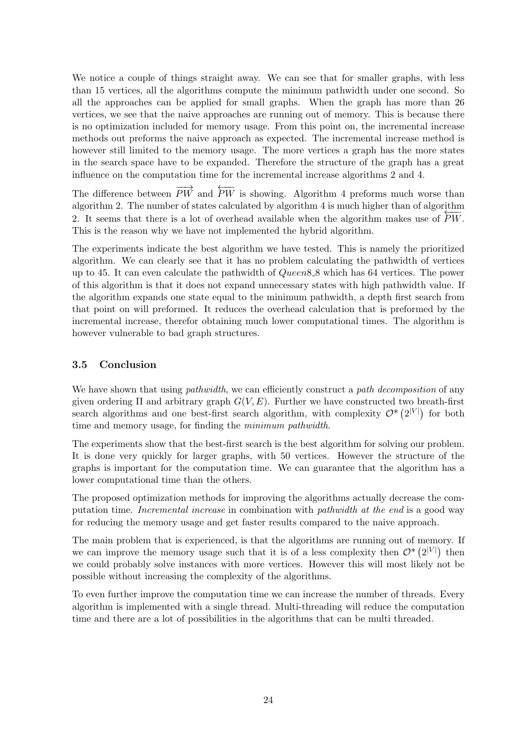We notice a couple of things straight away. We can see that for smaller graphs, with less than 15 vertices, all the algorithms compute the minimum pathwidth under one second. So all the approaches can be applied for small graphs. When the graph has more than 26 vertices, we see that the naive approaches are running out of memory. This is because there is no optimization included for memory usage. From this point on, the incremental increase methods out preforms the naive approach as expected. The incremental increase method is however still limited to the memory usage. The more vertices a graph has the more states in the search space have to be expanded. Therefore the structure of the graph has a great influence on the computation time for the incremental increase algorithms 2 and 4.

The difference between $\overrightarrow{PW}$ and $\overleftarrow{PW}$ is showing. Algorithm 4 preforms much worse than algorithm 2. The number of states calculated by algorithm 4 is much higher than of algorithm 2. It seems that there is a lot of overhead available when the algorithm makes use of $\overleftarrow{PW}$. This is the reason why we have not implemented the hybrid algorithm.

The experiments indicate the best algorithm we have tested. This is namely the prioritized algorithm. We can clearly see that it has no problem calculating the pathwidth of vertices up to 45. It can even calculate the pathwidth of *Queen*8_8 which has 64 vertices. The power of this algorithm is that it does not expand unnecessary states with high pathwidth value. If the algorithm expands one state equal to the minimum pathwidth, a depth first search from that point on will preformed. It reduces the overhead calculation that is preformed by the incremental increase, therefor obtaining much lower computational times. The algorithm is however vulnerable to bad graph structures.

### 3.5 Conclusion

We have shown that using *pathwidth*, we can efficiently construct a *path decomposition* of any given ordering $\Pi$ and arbitrary graph $G(V, E)$. Further we have constructed two breath-first search algorithms and one best-first search algorithm, with complexity $\mathcal{O}^*\left(2^{|V|}\right)$ for both time and memory usage, for finding the *minimum pathwidth*.

The experiments show that the best-first search is the best algorithm for solving our problem. It is done very quickly for larger graphs, with 50 vertices. However the structure of the graphs is important for the computation time. We can guarantee that the algorithm has a lower computational time than the others.

The proposed optimization methods for improving the algorithms actually decrease the computation time. *Incremental increase* in combination with *pathwidth at the end* is a good way for reducing the memory usage and get faster results compared to the naive approach.

The main problem that is experienced, is that the algorithms are running out of memory. If we can improve the memory usage such that it is of a less complexity then $\mathcal{O}^*\left(2^{|V|}\right)$ then we could probably solve instances with more vertices. However this will most likely not be possible without increasing the complexity of the algorithms.

To even further improve the computation time we can increase the number of threads. Every algorithm is implemented with a single thread. Multi-threading will reduce the computation time and there are a lot of possibilities in the algorithms that can be multi threaded.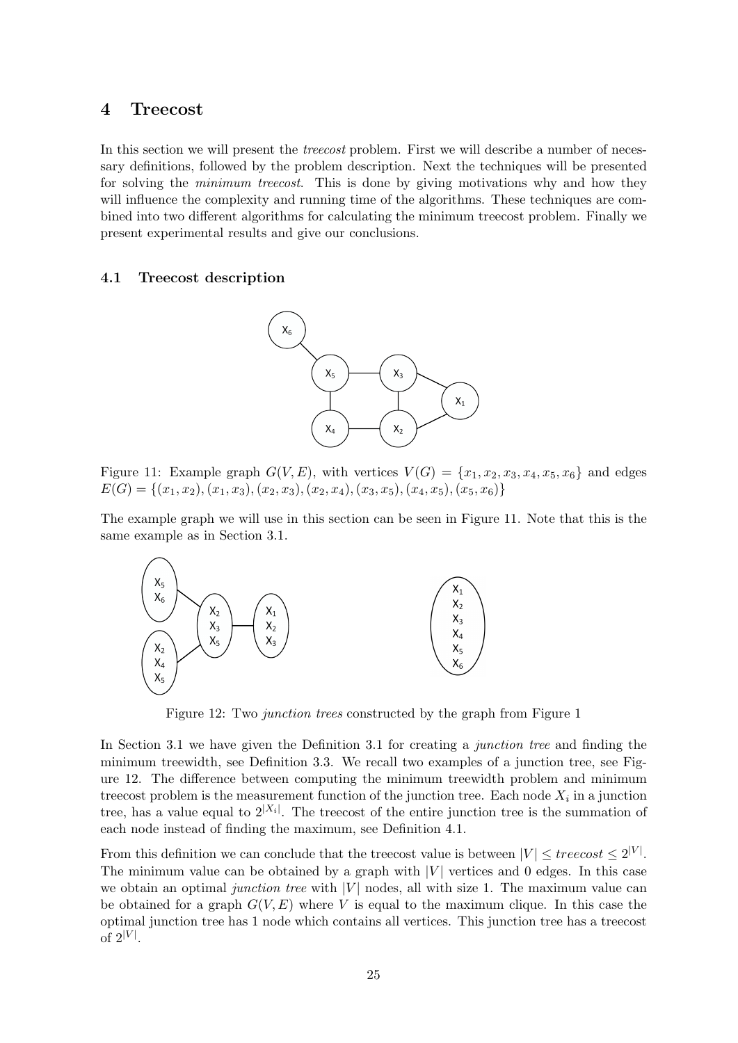# 4 Treecost

In this section we will present the *treecost* problem. First we will describe a number of necessary definitions, followed by the problem description. Next the techniques will be presented for solving the *minimum treecost*. This is done by giving motivations why and how they will influence the complexity and running time of the algorithms. These techniques are combined into two different algorithms for calculating the minimum treecost problem. Finally we present experimental results and give our conclusions.

## 4.1 Treecost description

Figure 11: Example graph $G(V, E)$, with vertices $V(G) = \{x_1, x_2, x_3, x_4, x_5, x_6\}$ and edges $E(G) = \{(x_1, x_2), (x_1, x_3), (x_2, x_3), (x_2, x_4), (x_3, x_5), (x_4, x_5), (x_5, x_6)\}$

The example graph we will use in this section can be seen in Figure 11. Note that this is the same example as in Section 3.1.

Figure 12: Two *junction trees* constructed by the graph from Figure 1

In Section 3.1 we have given the Definition 3.1 for creating a *junction tree* and finding the minimum treewidth, see Definition 3.3. We recall two examples of a junction tree, see Figure 12. The difference between computing the minimum treewidth problem and minimum treecost problem is the measurement function of the junction tree. Each node $X_i$ in a junction tree, has a value equal to $2^{|X_i|}$. The treecost of the entire junction tree is the summation of each node instead of finding the maximum, see Definition 4.1.

From this definition we can conclude that the treecost value is between $|V| \leq treecost \leq 2^{|V|}$. The minimum value can be obtained by a graph with $|V|$ vertices and 0 edges. In this case we obtain an optimal *junction tree* with $|V|$ nodes, all with size 1. The maximum value can be obtained for a graph $G(V, E)$ where $V$ is equal to the maximum clique. In this case the optimal junction tree has 1 node which contains all vertices. This junction tree has a treecost of $2^{|V|}$.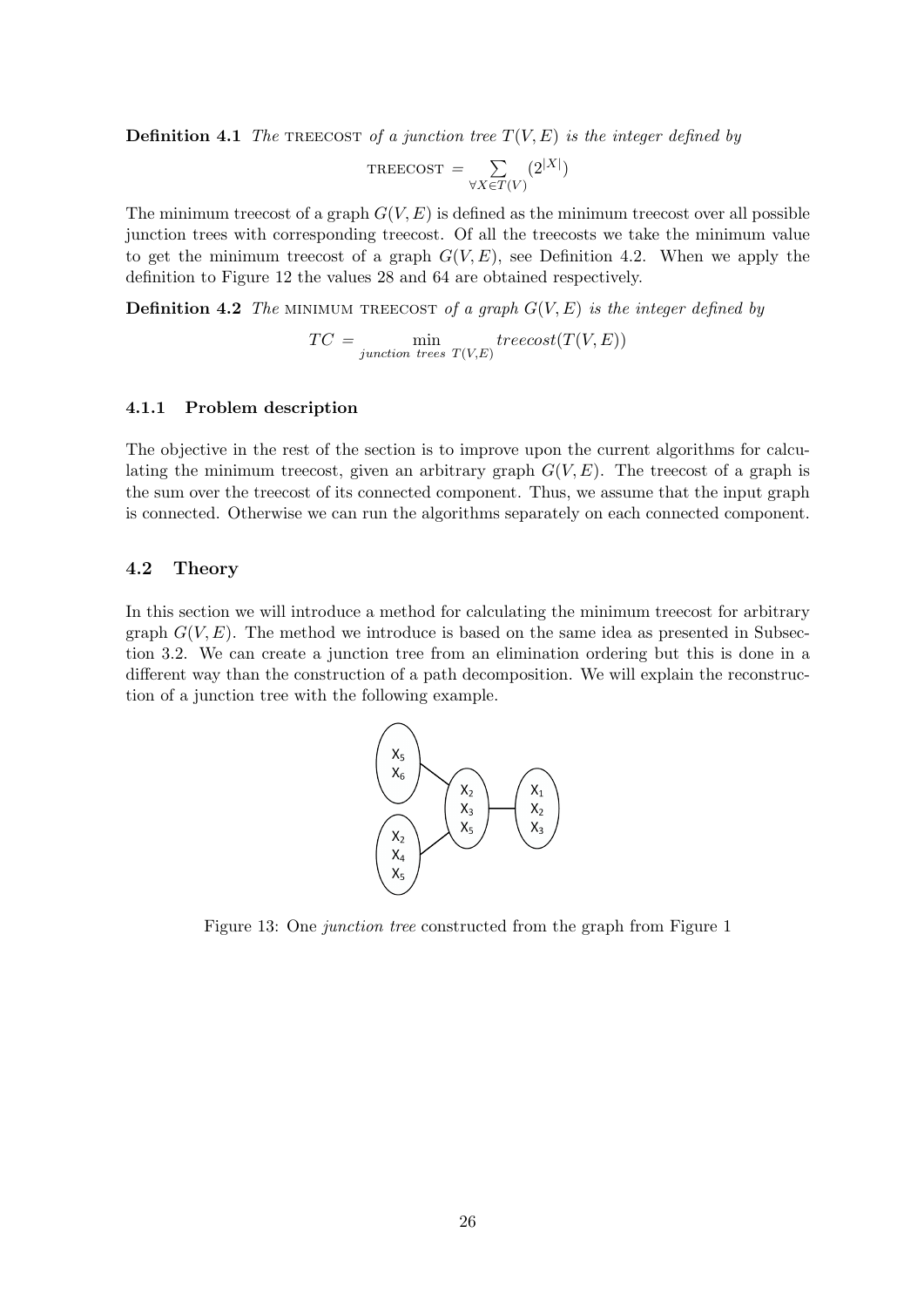**Definition 4.1** *The* TREECOST *of a junction tree* $T(V, E)$ *is the integer defined by*

$$\text{TREECOST} = \sum_{\forall X \in T(V)} (2^{|X|})$$

The minimum treecost of a graph $G(V, E)$ is defined as the minimum treecost over all possible junction trees with corresponding treecost. Of all the treecosts we take the minimum value to get the minimum treecost of a graph $G(V, E)$, see Definition 4.2. When we apply the definition to Figure 12 the values 28 and 64 are obtained respectively.

**Definition 4.2** *The* MINIMUM TREECOST *of a graph* $G(V, E)$ *is the integer defined by*

$$TC = \min_{junction\ trees\ T(V,E)} treecost(T(V, E))$$

### 4.1.1 Problem description

The objective in the rest of the section is to improve upon the current algorithms for calculating the minimum treecost, given an arbitrary graph $G(V, E)$. The treecost of a graph is the sum over the treecost of its connected component. Thus, we assume that the input graph is connected. Otherwise we can run the algorithms separately on each connected component.

## 4.2 Theory

In this section we will introduce a method for calculating the minimum treecost for arbitrary graph $G(V, E)$. The method we introduce is based on the same idea as presented in Subsection 3.2. We can create a junction tree from an elimination ordering but this is done in a different way than the construction of a path decomposition. We will explain the reconstruction of a junction tree with the following example.

Figure 13: One *junction tree* constructed from the graph from Figure 1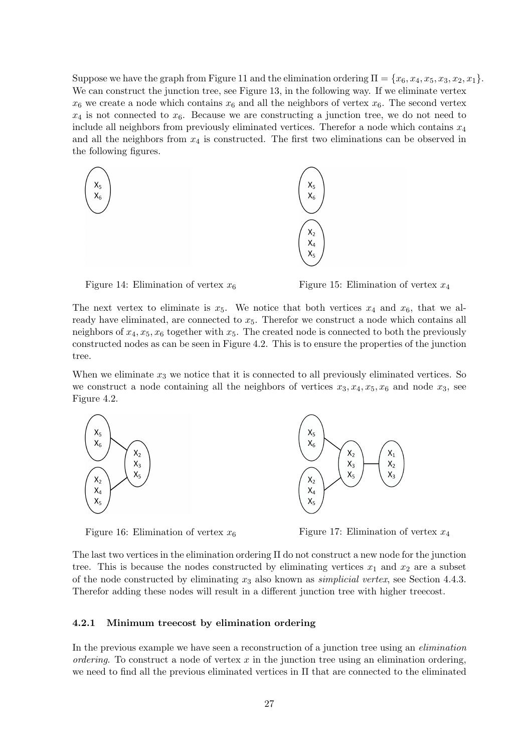Suppose we have the graph from Figure 11 and the elimination ordering $\Pi = \{x_6, x_4, x_5, x_3, x_2, x_1\}$. We can construct the junction tree, see Figure 13, in the following way. If we eliminate vertex $x_6$ we create a node which contains $x_6$ and all the neighbors of vertex $x_6$. The second vertex $x_4$ is not connected to $x_6$. Because we are constructing a junction tree, we do not need to include all neighbors from previously eliminated vertices. Therefor a node which contains $x_4$ and all the neighbors from $x_4$ is constructed. The first two eliminations can be observed in the following figures.

Figure 14: Elimination of vertex $x_6$

Figure 15: Elimination of vertex $x_4$

The next vertex to eliminate is $x_5$. We notice that both vertices $x_4$ and $x_6$, that we already have eliminated, are connected to $x_5$. Therefor we construct a node which contains all neighbors of $x_4, x_5, x_6$ together with $x_5$. The created node is connected to both the previously constructed nodes as can be seen in Figure 4.2. This is to ensure the properties of the junction tree.

When we eliminate $x_3$ we notice that it is connected to all previously eliminated vertices. So we construct a node containing all the neighbors of vertices $x_3, x_4, x_5, x_6$ and node $x_3$, see Figure 4.2.

Figure 16: Elimination of vertex $x_6$

Figure 17: Elimination of vertex $x_4$

The last two vertices in the elimination ordering $\Pi$ do not construct a new node for the junction tree. This is because the nodes constructed by eliminating vertices $x_1$ and $x_2$ are a subset of the node constructed by eliminating $x_3$ also known as *simplicial vertex*, see Section 4.4.3. Therefor adding these nodes will result in a different junction tree with higher treecost.

#### 4.2.1 Minimum treecost by elimination ordering

In the previous example we have seen a reconstruction of a junction tree using an *elimination ordering*. To construct a node of vertex $x$ in the junction tree using an elimination ordering, we need to find all the previous eliminated vertices in $\Pi$ that are connected to the eliminated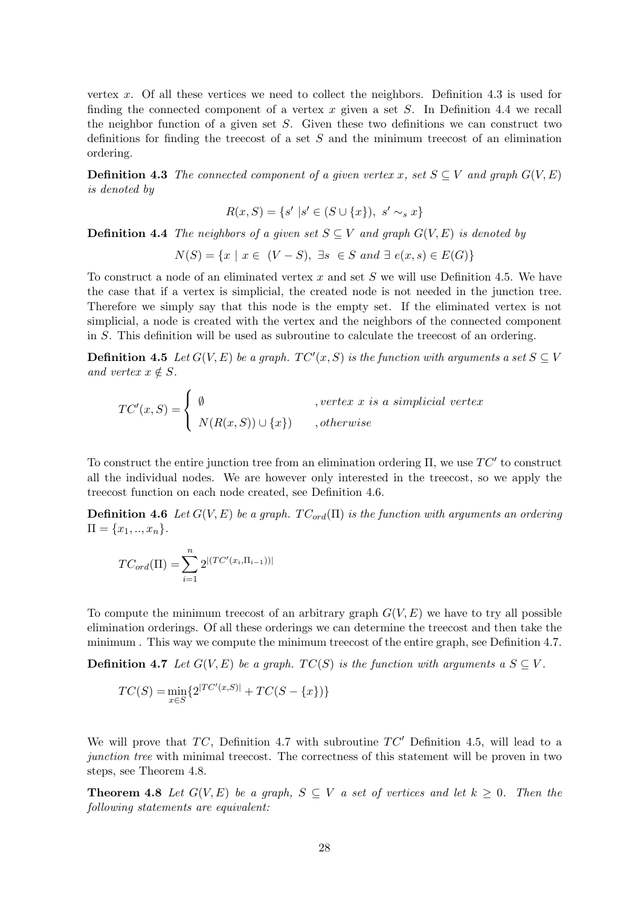vertex $x$. Of all these vertices we need to collect the neighbors. Definition 4.3 is used for finding the connected component of a vertex $x$ given a set $S$. In Definition 4.4 we recall the neighbor function of a given set $S$. Given these two definitions we can construct two definitions for finding the treecost of a set $S$ and the minimum treecost of an elimination ordering.

**Definition 4.3** *The connected component of a given vertex $x$, set $S \subseteq V$ and graph $G(V, E)$ is denoted by*

$$R(x, S) = \{s' \mid s' \in (S \cup \{x\}),\ s' \sim_s x\}$$

**Definition 4.4** *The neighbors of a given set $S \subseteq V$ and graph $G(V, E)$ is denoted by*

$$N(S) = \{x \mid x \in\ (V - S),\ \exists s\ \in S \text{ and } \exists\ e(x, s) \in E(G)\}$$

To construct a node of an eliminated vertex $x$ and set $S$ we will use Definition 4.5. We have the case that if a vertex is simplicial, the created node is not needed in the junction tree. Therefore we simply say that this node is the empty set. If the eliminated vertex is not simplicial, a node is created with the vertex and the neighbors of the connected component in $S$. This definition will be used as subroutine to calculate the treecost of an ordering.

**Definition 4.5** *Let $G(V, E)$ be a graph. $TC'(x, S)$ is the function with arguments a set $S \subseteq V$ and vertex $x \notin S$.*

$$TC'(x, S) = \begin{cases} \emptyset & ,\textit{vertex } x \textit{ is a simplicial vertex} \\ N(R(x, S)) \cup \{x\}) & ,\textit{otherwise} \end{cases}$$

To construct the entire junction tree from an elimination ordering $\Pi$, we use $TC'$ to construct all the individual nodes. We are however only interested in the treecost, so we apply the treecost function on each node created, see Definition 4.6.

**Definition 4.6** *Let $G(V, E)$ be a graph. $TC_{ord}(\Pi)$ is the function with arguments an ordering $\Pi = \{x_1, .., x_n\}$.*

$$TC_{ord}(\Pi) = \sum_{i=1}^{n} 2^{|(TC'(x_i, \Pi_{i-1}))|}$$

To compute the minimum treecost of an arbitrary graph $G(V, E)$ we have to try all possible elimination orderings. Of all these orderings we can determine the treecost and then take the minimum . This way we compute the minimum treecost of the entire graph, see Definition 4.7.

**Definition 4.7** *Let $G(V, E)$ be a graph. $TC(S)$ is the function with arguments a $S \subseteq V$.*

$$TC(S) = \min_{x \in S}\{2^{|TC'(x,S)|} + TC(S - \{x\})\}$$

We will prove that $TC$, Definition 4.7 with subroutine $TC'$ Definition 4.5, will lead to a *junction tree* with minimal treecost. The correctness of this statement will be proven in two steps, see Theorem 4.8.

**Theorem 4.8** *Let $G(V, E)$ be a graph, $S \subseteq V$ a set of vertices and let $k \geq 0$. Then the following statements are equivalent:*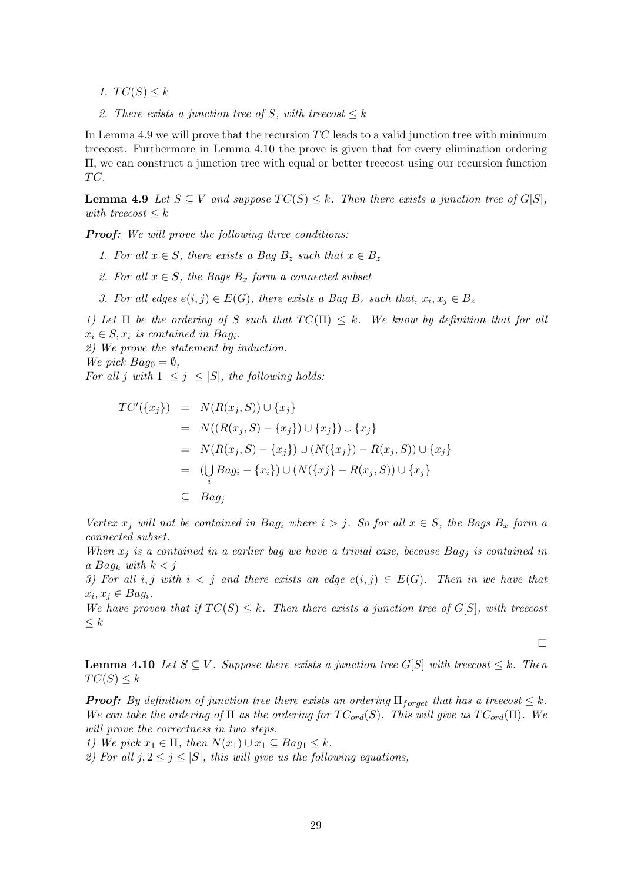*1. $TC(S) \leq k$*

*2. There exists a junction tree of $S$, with treecost $\leq k$*

In Lemma 4.9 we will prove that the recursion $TC$ leads to a valid junction tree with minimum treecost. Furthermore in Lemma 4.10 the prove is given that for every elimination ordering $\Pi$, we can construct a junction tree with equal or better treecost using our recursion function $TC$.

**Lemma 4.9** *Let $S \subseteq V$ and suppose $TC(S) \leq k$. Then there exists a junction tree of $G[S]$, with treecost $\leq k$*

***Proof:*** *We will prove the following three conditions:*

*1. For all $x \in S$, there exists a Bag $B_z$ such that $x \in B_z$*

*2. For all $x \in S$, the Bags $B_x$ form a connected subset*

*3. For all edges $e(i,j) \in E(G)$, there exists a Bag $B_z$ such that, $x_i, x_j \in B_z$*

*1) Let $\Pi$ be the ordering of $S$ such that $TC(\Pi) \leq k$. We know by definition that for all $x_i \in S, x_i$ is contained in $Bag_i$.*
*2) We prove the statement by induction.*
*We pick $Bag_0 = \emptyset$,*
*For all $j$ with $1 \leq j \leq |S|$, the following holds:*

$$
\begin{aligned}
TC'(\{x_j\}) &= N(R(x_j, S)) \cup \{x_j\} \\
&= N((R(x_j, S) - \{x_j\}) \cup \{x_j\}) \cup \{x_j\} \\
&= N(R(x_j, S) - \{x_j\}) \cup (N(\{x_j\}) - R(x_j, S)) \cup \{x_j\} \\
&= (\bigcup_i Bag_i - \{x_i\}) \cup (N(\{xj\} - R(x_j, S)) \cup \{x_j\} \\
&\subseteq Bag_j
\end{aligned}
$$

*Vertex $x_j$ will not be contained in $Bag_i$ where $i > j$. So for all $x \in S$, the Bags $B_x$ form a connected subset.*
*When $x_j$ is a contained in a earlier bag we have a trivial case, because $Bag_j$ is contained in a $Bag_k$ with $k < j$*
*3) For all $i, j$ with $i < j$ and there exists an edge $e(i,j) \in E(G)$. Then in we have that $x_i, x_j \in Bag_i$.*
*We have proven that if $TC(S) \leq k$. Then there exists a junction tree of $G[S]$, with treecost $\leq k$*

□

**Lemma 4.10** *Let $S \subseteq V$. Suppose there exists a junction tree $G[S]$ with treecost $\leq k$. Then $TC(S) \leq k$*

***Proof:*** *By definition of junction tree there exists an ordering $\Pi_{forget}$ that has a treecost $\leq k$. We can take the ordering of $\Pi$ as the ordering for $TC_{ord}(S)$. This will give us $TC_{ord}(\Pi)$. We will prove the correctness in two steps.*
*1) We pick $x_1 \in \Pi$, then $N(x_1) \cup x_1 \subseteq Bag_1 \leq k$.*
*2) For all $j, 2 \leq j \leq |S|$, this will give us the following equations,*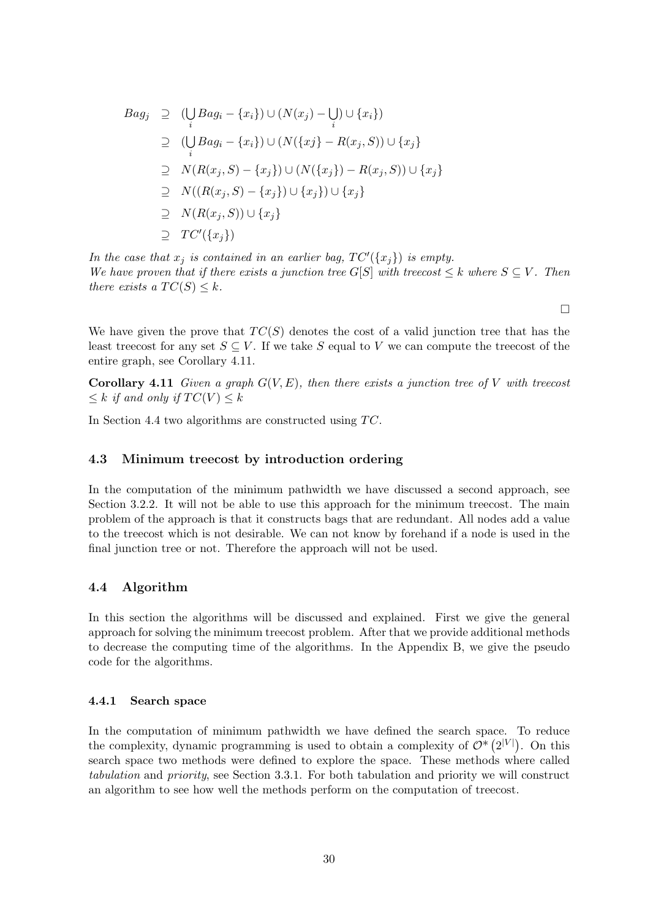$$
\begin{aligned}
Bag_j &\supseteq (\bigcup_i Bag_i - \{x_i\}) \cup (N(x_j) - \bigcup_i) \cup \{x_i\}) \\
&\supseteq (\bigcup_i Bag_i - \{x_i\}) \cup (N(\{xj\} - R(x_j, S)) \cup \{x_j\} \\
&\supseteq N(R(x_j, S) - \{x_j\}) \cup (N(\{x_j\}) - R(x_j, S)) \cup \{x_j\} \\
&\supseteq N((R(x_j, S) - \{x_j\}) \cup \{x_j\}) \cup \{x_j\} \\
&\supseteq N(R(x_j, S)) \cup \{x_j\} \\
&\supseteq TC'(\{x_j\})
\end{aligned}
$$

*In the case that $x_j$ is contained in an earlier bag, $TC'(\{x_j\})$ is empty.*
*We have proven that if there exists a junction tree $G[S]$ with treecost $\leq k$ where $S \subseteq V$. Then there exists a $TC(S) \leq k$.*

□

We have given the prove that $TC(S)$ denotes the cost of a valid junction tree that has the least treecost for any set $S \subseteq V$. If we take $S$ equal to $V$ we can compute the treecost of the entire graph, see Corollary 4.11.

**Corollary 4.11** *Given a graph $G(V, E)$, then there exists a junction tree of $V$ with treecost $\leq k$ if and only if $TC(V) \leq k$*

In Section 4.4 two algorithms are constructed using $TC$.

### 4.3 Minimum treecost by introduction ordering

In the computation of the minimum pathwidth we have discussed a second approach, see Section 3.2.2. It will not be able to use this approach for the minimum treecost. The main problem of the approach is that it constructs bags that are redundant. All nodes add a value to the treecost which is not desirable. We can not know by forehand if a node is used in the final junction tree or not. Therefore the approach will not be used.

### 4.4 Algorithm

In this section the algorithms will be discussed and explained. First we give the general approach for solving the minimum treecost problem. After that we provide additional methods to decrease the computing time of the algorithms. In the Appendix B, we give the pseudo code for the algorithms.

#### 4.4.1 Search space

In the computation of minimum pathwidth we have defined the search space. To reduce the complexity, dynamic programming is used to obtain a complexity of $\mathcal{O}^*\left(2^{|V|}\right)$. On this search space two methods were defined to explore the space. These methods where called *tabulation* and *priority*, see Section 3.3.1. For both tabulation and priority we will construct an algorithm to see how well the methods perform on the computation of treecost.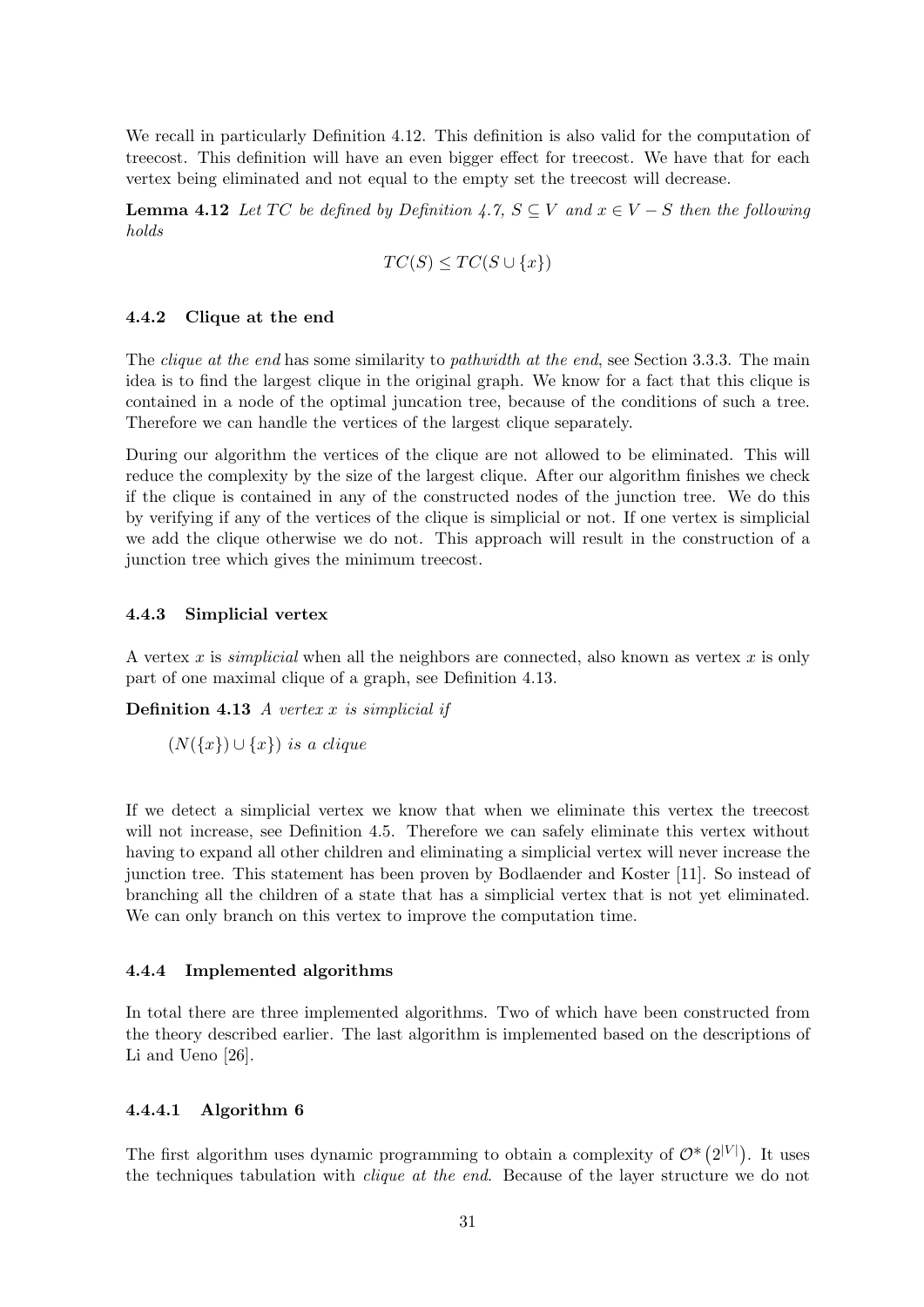We recall in particularly Definition 4.12. This definition is also valid for the computation of treecost. This definition will have an even bigger effect for treecost. We have that for each vertex being eliminated and not equal to the empty set the treecost will decrease.

**Lemma 4.12** *Let $TC$ be defined by Definition 4.7, $S \subseteq V$ and $x \in V - S$ then the following holds*

$$TC(S) \leq TC(S \cup \{x\})$$

### 4.4.2 Clique at the end

The *clique at the end* has some similarity to *pathwidth at the end*, see Section 3.3.3. The main idea is to find the largest clique in the original graph. We know for a fact that this clique is contained in a node of the optimal juncation tree, because of the conditions of such a tree. Therefore we can handle the vertices of the largest clique separately.

During our algorithm the vertices of the clique are not allowed to be eliminated. This will reduce the complexity by the size of the largest clique. After our algorithm finishes we check if the clique is contained in any of the constructed nodes of the junction tree. We do this by verifying if any of the vertices of the clique is simplicial or not. If one vertex is simplicial we add the clique otherwise we do not. This approach will result in the construction of a junction tree which gives the minimum treecost.

### 4.4.3 Simplicial vertex

A vertex $x$ is *simplicial* when all the neighbors are connected, also known as vertex $x$ is only part of one maximal clique of a graph, see Definition 4.13.

**Definition 4.13** *A vertex $x$ is simplicial if*

*$(N(\{x\}) \cup \{x\})$ is a clique*

If we detect a simplicial vertex we know that when we eliminate this vertex the treecost will not increase, see Definition 4.5. Therefore we can safely eliminate this vertex without having to expand all other children and eliminating a simplicial vertex will never increase the junction tree. This statement has been proven by Bodlaender and Koster [11]. So instead of branching all the children of a state that has a simplicial vertex that is not yet eliminated. We can only branch on this vertex to improve the computation time.

### 4.4.4 Implemented algorithms

In total there are three implemented algorithms. Two of which have been constructed from the theory described earlier. The last algorithm is implemented based on the descriptions of Li and Ueno [26].

#### 4.4.4.1 Algorithm 6

The first algorithm uses dynamic programming to obtain a complexity of $\mathcal{O}^*\left(2^{|V|}\right)$. It uses the techniques tabulation with *clique at the end*. Because of the layer structure we do not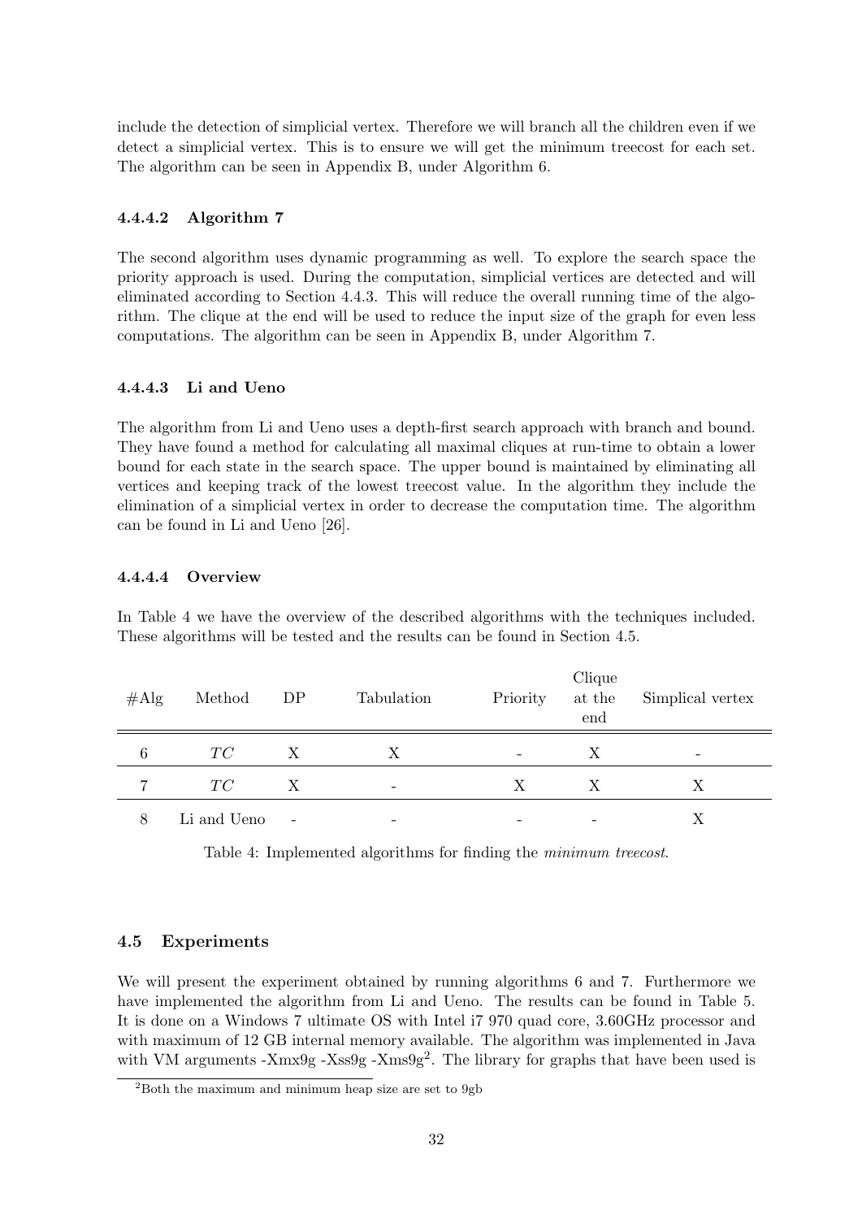include the detection of simplicial vertex. Therefore we will branch all the children even if we detect a simplicial vertex. This is to ensure we will get the minimum treecost for each set. The algorithm can be seen in Appendix B, under Algorithm 6.

#### 4.4.4.2 Algorithm 7

The second algorithm uses dynamic programming as well. To explore the search space the priority approach is used. During the computation, simplicial vertices are detected and will eliminated according to Section 4.4.3. This will reduce the overall running time of the algorithm. The clique at the end will be used to reduce the input size of the graph for even less computations. The algorithm can be seen in Appendix B, under Algorithm 7.

#### 4.4.4.3 Li and Ueno

The algorithm from Li and Ueno uses a depth-first search approach with branch and bound. They have found a method for calculating all maximal cliques at run-time to obtain a lower bound for each state in the search space. The upper bound is maintained by eliminating all vertices and keeping track of the lowest treecost value. In the algorithm they include the elimination of a simplicial vertex in order to decrease the computation time. The algorithm can be found in Li and Ueno [26].

#### 4.4.4.4 Overview

In Table 4 we have the overview of the described algorithms with the techniques included. These algorithms will be tested and the results can be found in Section 4.5.

| #Alg | Method | DP | Tabulation | Priority | Clique at the end | Simplical vertex |
|---|---|---|---|---|---|---|
| 6 | $TC$ | X | X | - | X | - |
| 7 | $TC$ | X | - | X | X | X |
| 8 | Li and Ueno | - | - | - | - | X |

Table 4: Implemented algorithms for finding the *minimum treecost*.

### 4.5 Experiments

We will present the experiment obtained by running algorithms 6 and 7. Furthermore we have implemented the algorithm from Li and Ueno. The results can be found in Table 5. It is done on a Windows 7 ultimate OS with Intel i7 970 quad core, 3.60GHz processor and with maximum of 12 GB internal memory available. The algorithm was implemented in Java with VM arguments -Xmx9g -Xss9g -Xms9g[2]. The library for graphs that have been used is

[2] Both the maximum and minimum heap size are set to 9gb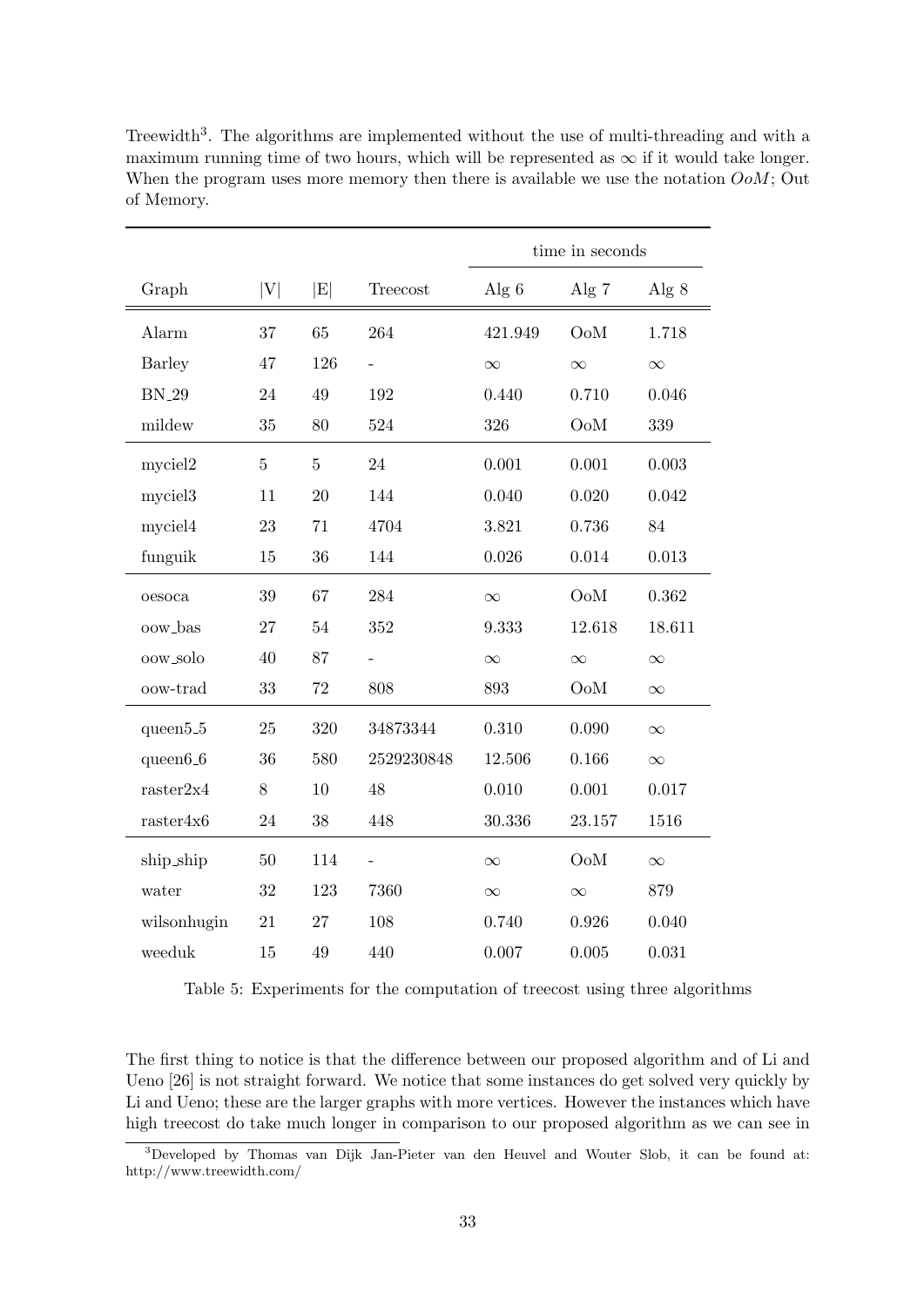Treewidth[3]. The algorithms are implemented without the use of multi-threading and with a maximum running time of two hours, which will be represented as $\infty$ if it would take longer. When the program uses more memory then there is available we use the notation *OoM*; Out of Memory.

| | | | | time in seconds | | |
|---|---|---|---|---|---|---|
| Graph | \|V\| | \|E\| | Treecost | Alg 6 | Alg 7 | Alg 8 |
| Alarm | 37 | 65 | 264 | 421.949 | OoM | 1.718 |
| Barley | 47 | 126 | - | $\infty$ | $\infty$ | $\infty$ |
| BN_29 | 24 | 49 | 192 | 0.440 | 0.710 | 0.046 |
| mildew | 35 | 80 | 524 | 326 | OoM | 339 |
| myciel2 | 5 | 5 | 24 | 0.001 | 0.001 | 0.003 |
| myciel3 | 11 | 20 | 144 | 0.040 | 0.020 | 0.042 |
| myciel4 | 23 | 71 | 4704 | 3.821 | 0.736 | 84 |
| funguik | 15 | 36 | 144 | 0.026 | 0.014 | 0.013 |
| oesoca | 39 | 67 | 284 | $\infty$ | OoM | 0.362 |
| oow_bas | 27 | 54 | 352 | 9.333 | 12.618 | 18.611 |
| oow_solo | 40 | 87 | - | $\infty$ | $\infty$ | $\infty$ |
| oow-trad | 33 | 72 | 808 | 893 | OoM | $\infty$ |
| queen5_5 | 25 | 320 | 34873344 | 0.310 | 0.090 | $\infty$ |
| queen6_6 | 36 | 580 | 2529230848 | 12.506 | 0.166 | $\infty$ |
| raster2x4 | 8 | 10 | 48 | 0.010 | 0.001 | 0.017 |
| raster4x6 | 24 | 38 | 448 | 30.336 | 23.157 | 1516 |
| ship_ship | 50 | 114 | - | $\infty$ | OoM | $\infty$ |
| water | 32 | 123 | 7360 | $\infty$ | $\infty$ | 879 |
| wilsonhugin | 21 | 27 | 108 | 0.740 | 0.926 | 0.040 |
| weeduk | 15 | 49 | 440 | 0.007 | 0.005 | 0.031 |

Table 5: Experiments for the computation of treecost using three algorithms

The first thing to notice is that the difference between our proposed algorithm and of Li and Ueno [26] is not straight forward. We notice that some instances do get solved very quickly by Li and Ueno; these are the larger graphs with more vertices. However the instances which have high treecost do take much longer in comparison to our proposed algorithm as we can see in

[3] Developed by Thomas van Dijk Jan-Pieter van den Heuvel and Wouter Slob, it can be found at: http://www.treewidth.com/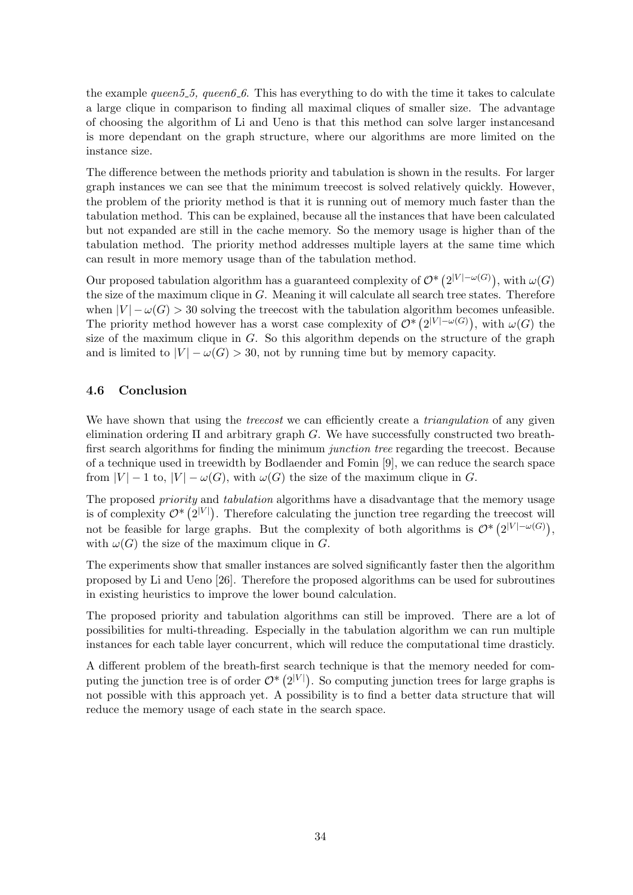the example *queen5_5, queen6_6*. This has everything to do with the time it takes to calculate a large clique in comparison to finding all maximal cliques of smaller size. The advantage of choosing the algorithm of Li and Ueno is that this method can solve larger instancesand is more dependant on the graph structure, where our algorithms are more limited on the instance size.

The difference between the methods priority and tabulation is shown in the results. For larger graph instances we can see that the minimum treecost is solved relatively quickly. However, the problem of the priority method is that it is running out of memory much faster than the tabulation method. This can be explained, because all the instances that have been calculated but not expanded are still in the cache memory. So the memory usage is higher than of the tabulation method. The priority method addresses multiple layers at the same time which can result in more memory usage than of the tabulation method.

Our proposed tabulation algorithm has a guaranteed complexity of $\mathcal{O}^*\left(2^{|V|-\omega(G)}\right)$, with $\omega(G)$ the size of the maximum clique in $G$. Meaning it will calculate all search tree states. Therefore when $|V| - \omega(G) > 30$ solving the treecost with the tabulation algorithm becomes unfeasible. The priority method however has a worst case complexity of $\mathcal{O}^*\left(2^{|V|-\omega(G)}\right)$, with $\omega(G)$ the size of the maximum clique in $G$. So this algorithm depends on the structure of the graph and is limited to $|V| - \omega(G) > 30$, not by running time but by memory capacity.

### 4.6 Conclusion

We have shown that using the *treecost* we can efficiently create a *triangulation* of any given elimination ordering $\Pi$ and arbitrary graph $G$. We have successfully constructed two breath-first search algorithms for finding the minimum *junction tree* regarding the treecost. Because of a technique used in treewidth by Bodlaender and Fomin [9], we can reduce the search space from $|V| - 1$ to, $|V| - \omega(G)$, with $\omega(G)$ the size of the maximum clique in $G$.

The proposed *priority* and *tabulation* algorithms have a disadvantage that the memory usage is of complexity $\mathcal{O}^*\left(2^{|V|}\right)$. Therefore calculating the junction tree regarding the treecost will not be feasible for large graphs. But the complexity of both algorithms is $\mathcal{O}^*\left(2^{|V|-\omega(G)}\right)$, with $\omega(G)$ the size of the maximum clique in $G$.

The experiments show that smaller instances are solved significantly faster then the algorithm proposed by Li and Ueno [26]. Therefore the proposed algorithms can be used for subroutines in existing heuristics to improve the lower bound calculation.

The proposed priority and tabulation algorithms can still be improved. There are a lot of possibilities for multi-threading. Especially in the tabulation algorithm we can run multiple instances for each table layer concurrent, which will reduce the computational time drasticly.

A different problem of the breath-first search technique is that the memory needed for computing the junction tree is of order $\mathcal{O}^*\left(2^{|V|}\right)$. So computing junction trees for large graphs is not possible with this approach yet. A possibility is to find a better data structure that will reduce the memory usage of each state in the search space.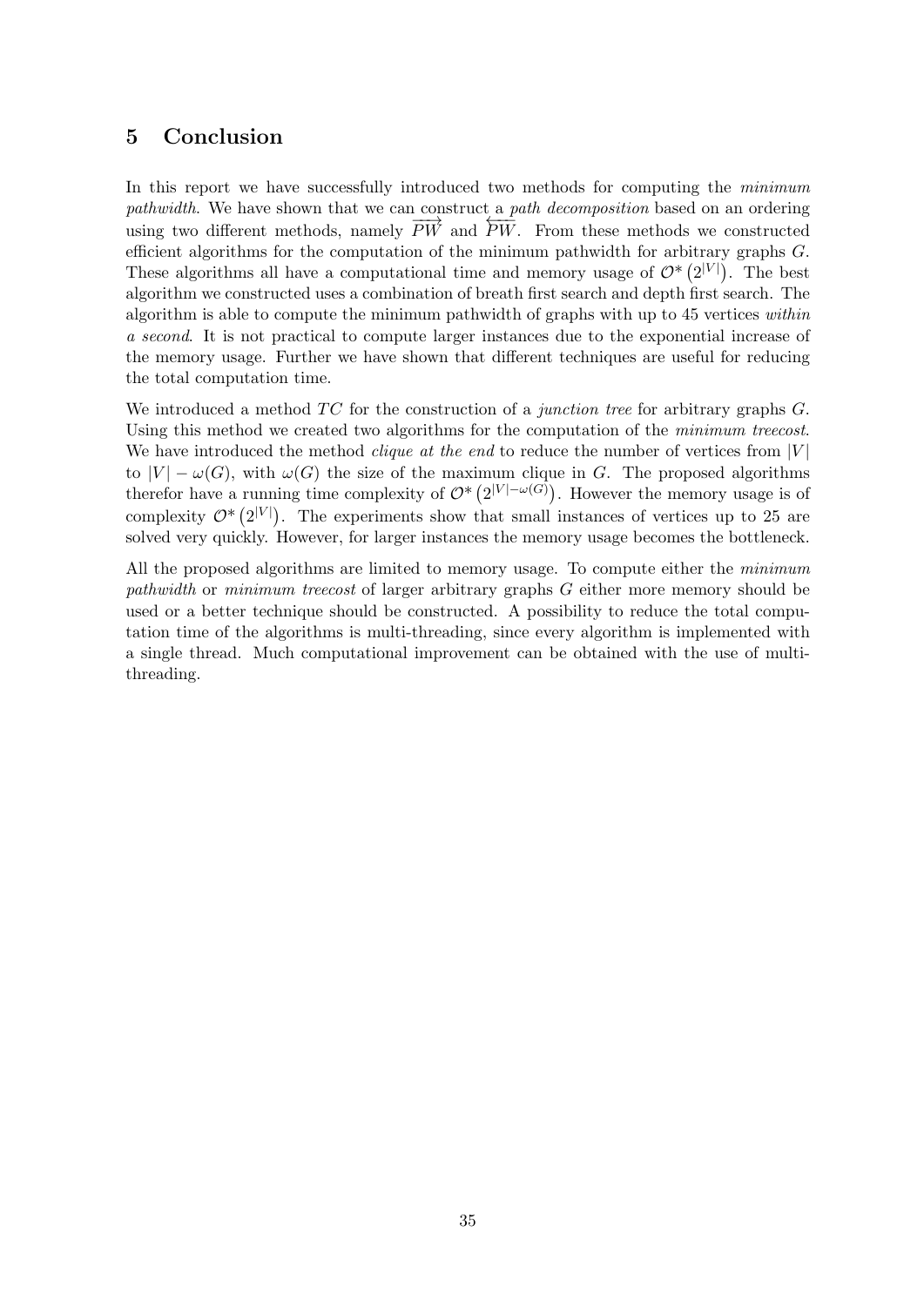## 5 Conclusion

In this report we have successfully introduced two methods for computing the *minimum pathwidth*. We have shown that we can construct a *path decomposition* based on an ordering using two different methods, namely $\overrightarrow{PW}$ and $\overleftarrow{PW}$. From these methods we constructed efficient algorithms for the computation of the minimum pathwidth for arbitrary graphs $G$. These algorithms all have a computational time and memory usage of $\mathcal{O}^*\left(2^{|V|}\right)$. The best algorithm we constructed uses a combination of breath first search and depth first search. The algorithm is able to compute the minimum pathwidth of graphs with up to 45 vertices *within a second*. It is not practical to compute larger instances due to the exponential increase of the memory usage. Further we have shown that different techniques are useful for reducing the total computation time.

We introduced a method $TC$ for the construction of a *junction tree* for arbitrary graphs $G$. Using this method we created two algorithms for the computation of the *minimum treecost*. We have introduced the method *clique at the end* to reduce the number of vertices from $|V|$ to $|V| - \omega(G)$, with $\omega(G)$ the size of the maximum clique in $G$. The proposed algorithms therefor have a running time complexity of $\mathcal{O}^*\left(2^{|V|-\omega(G)}\right)$. However the memory usage is of complexity $\mathcal{O}^*\left(2^{|V|}\right)$. The experiments show that small instances of vertices up to 25 are solved very quickly. However, for larger instances the memory usage becomes the bottleneck.

All the proposed algorithms are limited to memory usage. To compute either the *minimum pathwidth* or *minimum treecost* of larger arbitrary graphs $G$ either more memory should be used or a better technique should be constructed. A possibility to reduce the total computation time of the algorithms is multi-threading, since every algorithm is implemented with a single thread. Much computational improvement can be obtained with the use of multi-threading.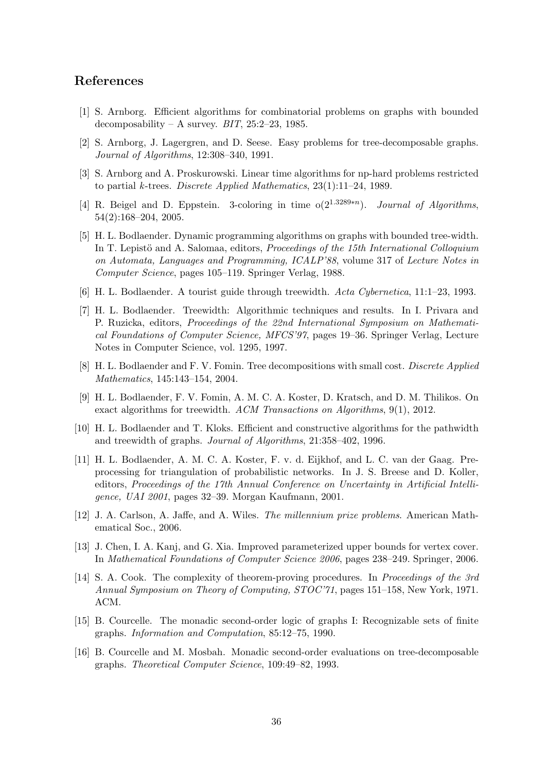## References

[1] S. Arnborg. Efficient algorithms for combinatorial problems on graphs with bounded decomposability – A survey. *BIT*, 25:2–23, 1985.

[2] S. Arnborg, J. Lagergren, and D. Seese. Easy problems for tree-decomposable graphs. *Journal of Algorithms*, 12:308–340, 1991.

[3] S. Arnborg and A. Proskurowski. Linear time algorithms for np-hard problems restricted to partial $k$-trees. *Discrete Applied Mathematics*, 23(1):11–24, 1989.

[4] R. Beigel and D. Eppstein. 3-coloring in time $o(2^{1.3289*n})$. *Journal of Algorithms*, 54(2):168–204, 2005.

[5] H. L. Bodlaender. Dynamic programming algorithms on graphs with bounded tree-width. In T. Lepistö and A. Salomaa, editors, *Proceedings of the 15th International Colloquium on Automata, Languages and Programming, ICALP'88*, volume 317 of *Lecture Notes in Computer Science*, pages 105–119. Springer Verlag, 1988.

[6] H. L. Bodlaender. A tourist guide through treewidth. *Acta Cybernetica*, 11:1–23, 1993.

[7] H. L. Bodlaender. Treewidth: Algorithmic techniques and results. In I. Privara and P. Ruzicka, editors, *Proceedings of the 22nd International Symposium on Mathematical Foundations of Computer Science, MFCS'97*, pages 19–36. Springer Verlag, Lecture Notes in Computer Science, vol. 1295, 1997.

[8] H. L. Bodlaender and F. V. Fomin. Tree decompositions with small cost. *Discrete Applied Mathematics*, 145:143–154, 2004.

[9] H. L. Bodlaender, F. V. Fomin, A. M. C. A. Koster, D. Kratsch, and D. M. Thilikos. On exact algorithms for treewidth. *ACM Transactions on Algorithms*, 9(1), 2012.

[10] H. L. Bodlaender and T. Kloks. Efficient and constructive algorithms for the pathwidth and treewidth of graphs. *Journal of Algorithms*, 21:358–402, 1996.

[11] H. L. Bodlaender, A. M. C. A. Koster, F. v. d. Eijkhof, and L. C. van der Gaag. Preprocessing for triangulation of probabilistic networks. In J. S. Breese and D. Koller, editors, *Proceedings of the 17th Annual Conference on Uncertainty in Artificial Intelligence, UAI 2001*, pages 32–39. Morgan Kaufmann, 2001.

[12] J. A. Carlson, A. Jaffe, and A. Wiles. *The millennium prize problems*. American Mathematical Soc., 2006.

[13] J. Chen, I. A. Kanj, and G. Xia. Improved parameterized upper bounds for vertex cover. In *Mathematical Foundations of Computer Science 2006*, pages 238–249. Springer, 2006.

[14] S. A. Cook. The complexity of theorem-proving procedures. In *Proceedings of the 3rd Annual Symposium on Theory of Computing, STOC'71*, pages 151–158, New York, 1971. ACM.

[15] B. Courcelle. The monadic second-order logic of graphs I: Recognizable sets of finite graphs. *Information and Computation*, 85:12–75, 1990.

[16] B. Courcelle and M. Mosbah. Monadic second-order evaluations on tree-decomposable graphs. *Theoretical Computer Science*, 109:49–82, 1993.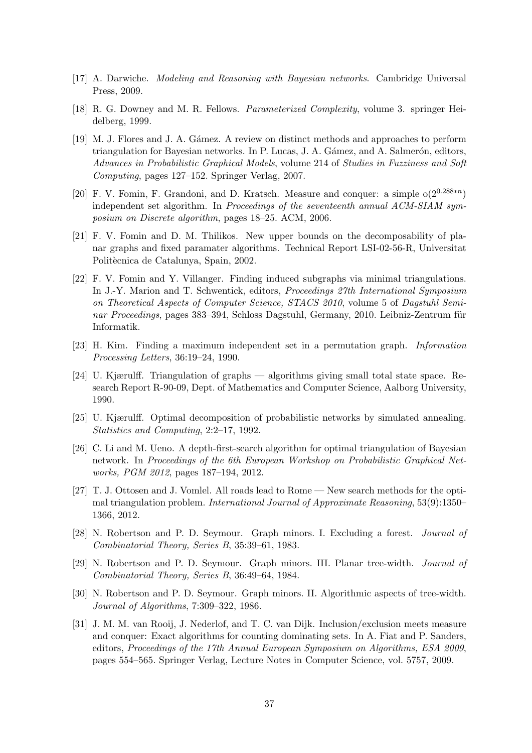[17] A. Darwiche. *Modeling and Reasoning with Bayesian networks*. Cambridge Universal Press, 2009.

[18] R. G. Downey and M. R. Fellows. *Parameterized Complexity*, volume 3. springer Heidelberg, 1999.

[19] M. J. Flores and J. A. Gámez. A review on distinct methods and approaches to perform triangulation for Bayesian networks. In P. Lucas, J. A. Gámez, and A. Salmerón, editors, *Advances in Probabilistic Graphical Models*, volume 214 of *Studies in Fuzziness and Soft Computing*, pages 127–152. Springer Verlag, 2007.

[20] F. V. Fomin, F. Grandoni, and D. Kratsch. Measure and conquer: a simple $o(2^{0.288*n})$ independent set algorithm. In *Proceedings of the seventeenth annual ACM-SIAM symposium on Discrete algorithm*, pages 18–25. ACM, 2006.

[21] F. V. Fomin and D. M. Thilikos. New upper bounds on the decomposability of planar graphs and fixed paramater algorithms. Technical Report LSI-02-56-R, Universitat Politècnica de Catalunya, Spain, 2002.

[22] F. V. Fomin and Y. Villanger. Finding induced subgraphs via minimal triangulations. In J.-Y. Marion and T. Schwentick, editors, *Proceedings 27th International Symposium on Theoretical Aspects of Computer Science, STACS 2010*, volume 5 of *Dagstuhl Seminar Proceedings*, pages 383–394, Schloss Dagstuhl, Germany, 2010. Leibniz-Zentrum für Informatik.

[23] H. Kim. Finding a maximum independent set in a permutation graph. *Information Processing Letters*, 36:19–24, 1990.

[24] U. Kjærulff. Triangulation of graphs — algorithms giving small total state space. Research Report R-90-09, Dept. of Mathematics and Computer Science, Aalborg University, 1990.

[25] U. Kjærulff. Optimal decomposition of probabilistic networks by simulated annealing. *Statistics and Computing*, 2:2–17, 1992.

[26] C. Li and M. Ueno. A depth-first-search algorithm for optimal triangulation of Bayesian network. In *Proceedings of the 6th European Workshop on Probabilistic Graphical Networks, PGM 2012*, pages 187–194, 2012.

[27] T. J. Ottosen and J. Vomlel. All roads lead to Rome — New search methods for the optimal triangulation problem. *International Journal of Approximate Reasoning*, 53(9):1350–1366, 2012.

[28] N. Robertson and P. D. Seymour. Graph minors. I. Excluding a forest. *Journal of Combinatorial Theory, Series B*, 35:39–61, 1983.

[29] N. Robertson and P. D. Seymour. Graph minors. III. Planar tree-width. *Journal of Combinatorial Theory, Series B*, 36:49–64, 1984.

[30] N. Robertson and P. D. Seymour. Graph minors. II. Algorithmic aspects of tree-width. *Journal of Algorithms*, 7:309–322, 1986.

[31] J. M. M. van Rooij, J. Nederlof, and T. C. van Dijk. Inclusion/exclusion meets measure and conquer: Exact algorithms for counting dominating sets. In A. Fiat and P. Sanders, editors, *Proceedings of the 17th Annual European Symposium on Algorithms, ESA 2009*, pages 554–565. Springer Verlag, Lecture Notes in Computer Science, vol. 5757, 2009.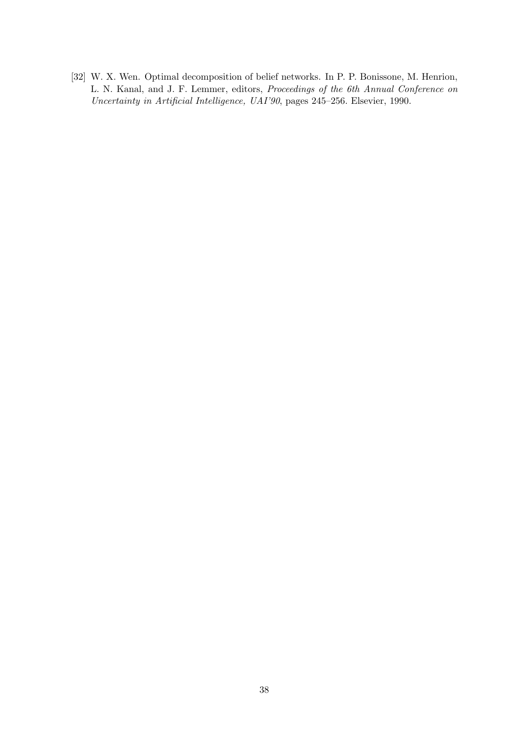[32] W. X. Wen. Optimal decomposition of belief networks. In P. P. Bonissone, M. Henrion, L. N. Kanal, and J. F. Lemmer, editors, *Proceedings of the 6th Annual Conference on Uncertainty in Artificial Intelligence, UAI'90*, pages 245–256. Elsevier, 1990.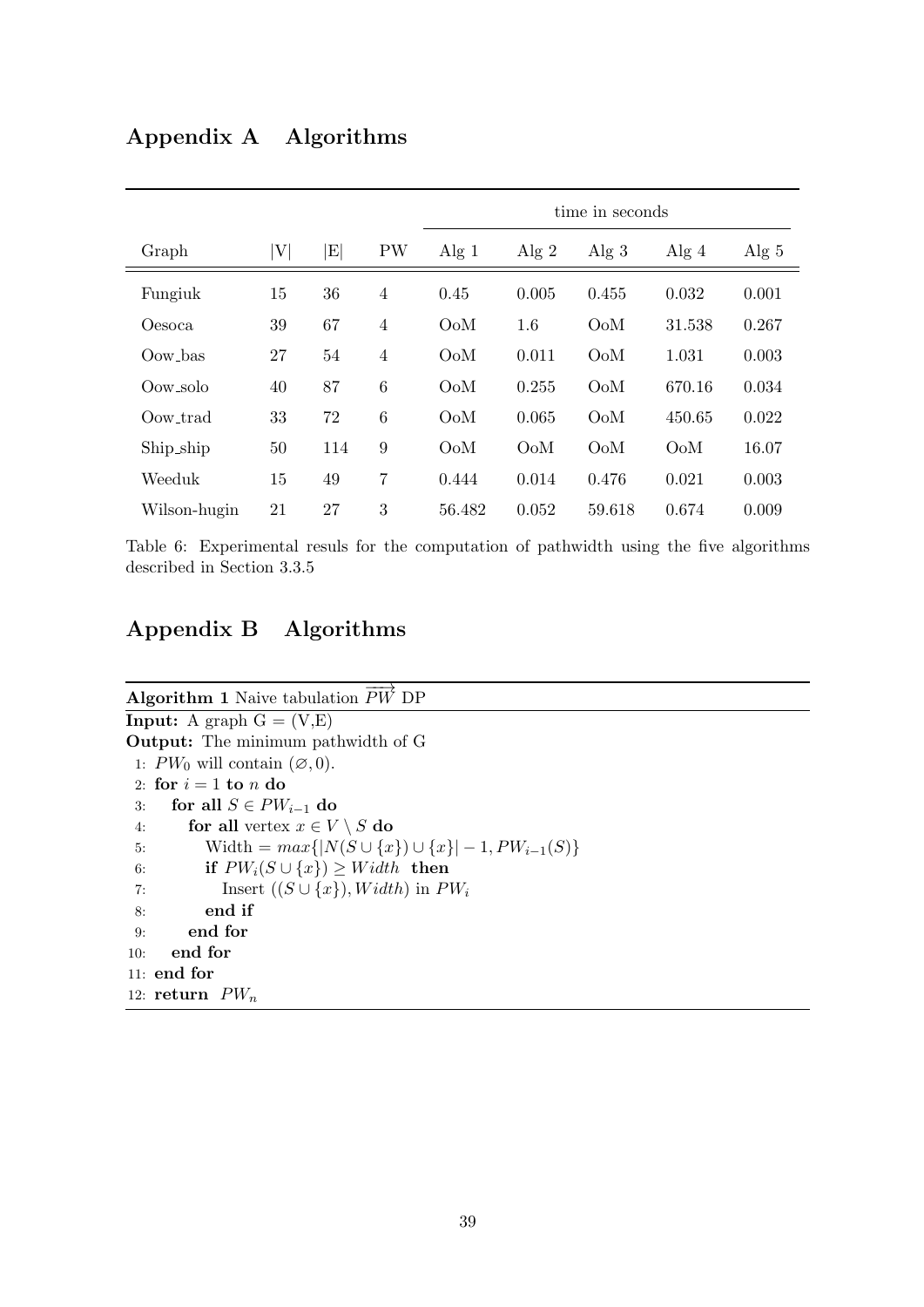# Appendix A Algorithms

| | | | | time in seconds | | | | |
|---|---|---|---|---|---|---|---|---|
| Graph | \|V\| | \|E\| | PW | Alg 1 | Alg 2 | Alg 3 | Alg 4 | Alg 5 |
| Fungiuk | 15 | 36 | 4 | 0.45 | 0.005 | 0.455 | 0.032 | 0.001 |
| Oesoca | 39 | 67 | 4 | OoM | 1.6 | OoM | 31.538 | 0.267 |
| Oow_bas | 27 | 54 | 4 | OoM | 0.011 | OoM | 1.031 | 0.003 |
| Oow_solo | 40 | 87 | 6 | OoM | 0.255 | OoM | 670.16 | 0.034 |
| Oow_trad | 33 | 72 | 6 | OoM | 0.065 | OoM | 450.65 | 0.022 |
| Ship_ship | 50 | 114 | 9 | OoM | OoM | OoM | OoM | 16.07 |
| Weeduk | 15 | 49 | 7 | 0.444 | 0.014 | 0.476 | 0.021 | 0.003 |
| Wilson-hugin | 21 | 27 | 3 | 56.482 | 0.052 | 59.618 | 0.674 | 0.009 |

Table 6: Experimental resuls for the computation of pathwidth using the five algorithms described in Section 3.3.5

# Appendix B Algorithms

**Algorithm 1** Naive tabulation $\overrightarrow{PW}$ DP

**Input:** A graph G = (V,E)

**Output:** The minimum pathwidth of G

1: $PW_0$ will contain $(\varnothing, 0)$.
2: **for** $i = 1$ **to** $n$ **do**
3: &nbsp;&nbsp;&nbsp;**for all** $S \in PW_{i-1}$ **do**
4: &nbsp;&nbsp;&nbsp;&nbsp;&nbsp;&nbsp;**for all** vertex $x \in V \setminus S$ **do**
5: &nbsp;&nbsp;&nbsp;&nbsp;&nbsp;&nbsp;&nbsp;&nbsp;&nbsp;Width = $max\{|N(S \cup \{x\}) \cup \{x\}| - 1, PW_{i-1}(S)\}$
6: &nbsp;&nbsp;&nbsp;&nbsp;&nbsp;&nbsp;&nbsp;&nbsp;&nbsp;**if** $PW_i(S \cup \{x\}) \geq Width$ **then**
7: &nbsp;&nbsp;&nbsp;&nbsp;&nbsp;&nbsp;&nbsp;&nbsp;&nbsp;&nbsp;&nbsp;&nbsp;Insert $((S \cup \{x\}), Width)$ in $PW_i$
8: &nbsp;&nbsp;&nbsp;&nbsp;&nbsp;&nbsp;&nbsp;&nbsp;&nbsp;**end if**
9: &nbsp;&nbsp;&nbsp;&nbsp;&nbsp;&nbsp;**end for**
10: &nbsp;&nbsp;&nbsp;**end for**
11: **end for**
12: **return** $PW_n$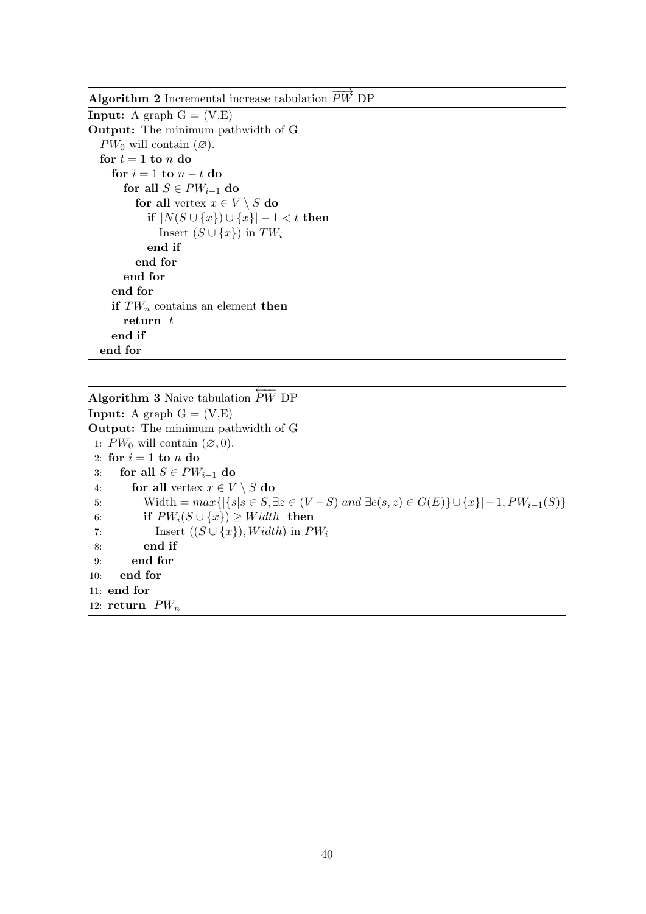**Algorithm 2** Incremental increase tabulation $\overrightarrow{PW}$ DP

**Input:** A graph G = (V,E)
**Output:** The minimum pathwidth of G

```
PW_0 will contain (∅).
for t = 1 to n do
  for i = 1 to n − t do
    for all S ∈ PW_{i−1} do
      for all vertex x ∈ V \ S do
        if |N(S ∪ {x}) ∪ {x}| − 1 < t then
          Insert (S ∪ {x}) in TW_i
        end if
      end for
    end for
  end for
  if TW_n contains an element then
    return t
  end if
end for
```

**Algorithm 3** Naive tabulation $\overleftarrow{PW}$ DP

**Input:** A graph G = (V,E)
**Output:** The minimum pathwidth of G

```
1: PW_0 will contain (∅, 0).
2: for i = 1 to n do
3:   for all S ∈ PW_{i−1} do
4:     for all vertex x ∈ V \ S do
5:       Width = max{|{s|s ∈ S, ∃z ∈ (V − S) and ∃e(s, z) ∈ G(E)} ∪ {x}| − 1, PW_{i−1}(S)}
6:       if PW_i(S ∪ {x}) ≥ Width then
7:         Insert ((S ∪ {x}), Width) in PW_i
8:       end if
9:     end for
10:  end for
11: end for
12: return PW_n
```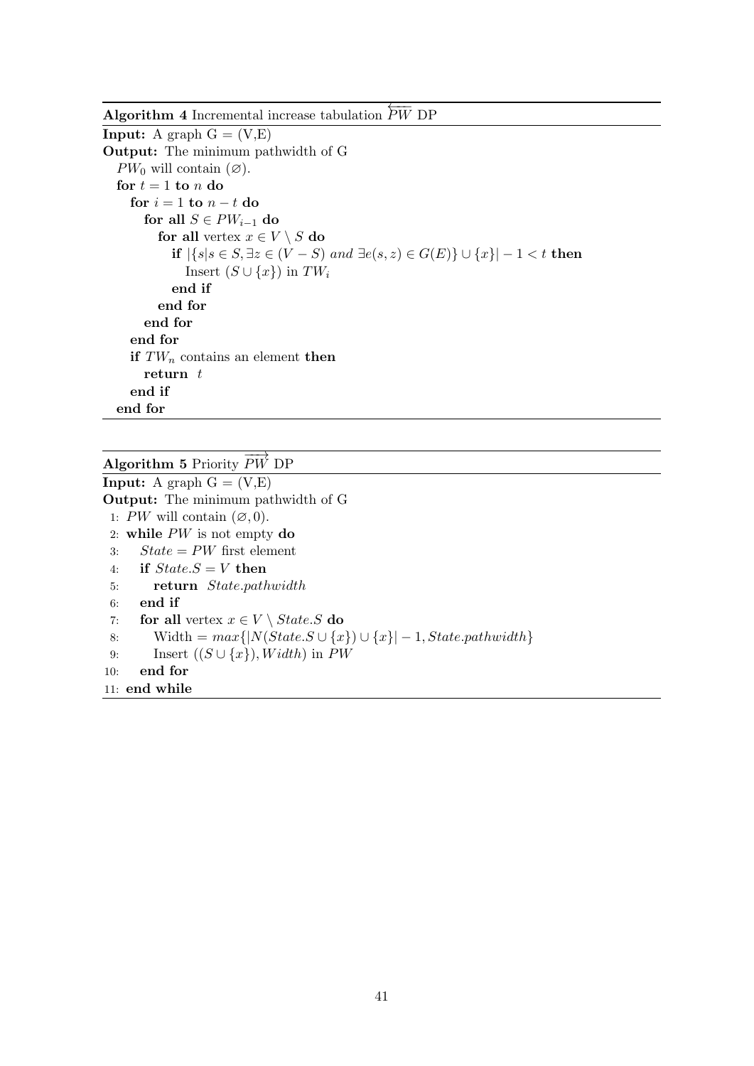**Algorithm 4** Incremental increase tabulation $\overleftarrow{PW}$ DP

**Input:** A graph G = (V,E)
**Output:** The minimum pathwidth of G

```
PW_0 will contain (∅).
for t = 1 to n do
  for i = 1 to n − t do
    for all S ∈ PW_{i−1} do
      for all vertex x ∈ V \ S do
        if |{s|s ∈ S, ∃z ∈ (V − S) and ∃e(s, z) ∈ G(E)} ∪ {x}| − 1 < t then
          Insert (S ∪ {x}) in TW_i
        end if
      end for
    end for
  end for
  if TW_n contains an element then
    return t
  end if
end for
```

**Algorithm 5** Priority $\overrightarrow{PW}$ DP

**Input:** A graph G = (V,E)
**Output:** The minimum pathwidth of G

```
1:  PW will contain (∅, 0).
2:  while PW is not empty do
3:    State = PW first element
4:    if State.S = V then
5:      return State.pathwidth
6:    end if
7:    for all vertex x ∈ V \ State.S do
8:      Width = max{|N(State.S ∪ {x}) ∪ {x}| − 1, State.pathwidth}
9:      Insert ((S ∪ {x}), Width) in PW
10:   end for
11: end while
```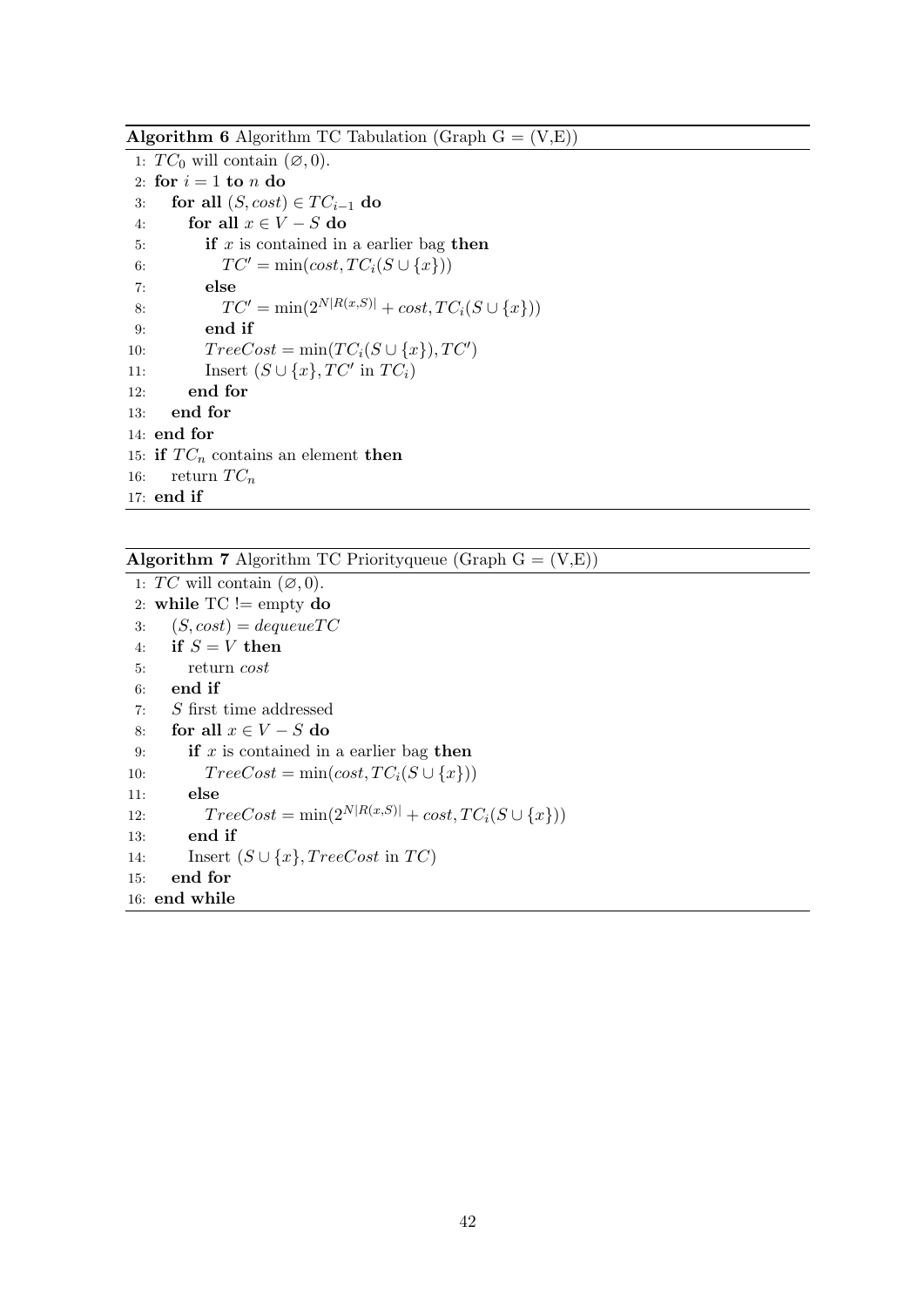**Algorithm 6** Algorithm TC Tabulation (Graph G = (V,E))

```
1:  TC_0 will contain (∅, 0).
2:  for i = 1 to n do
3:      for all (S, cost) ∈ TC_{i−1} do
4:          for all x ∈ V − S do
5:              if x is contained in a earlier bag then
6:                  TC' = min(cost, TC_i(S ∪ {x}))
7:              else
8:                  TC' = min(2^{N|R(x,S)|} + cost, TC_i(S ∪ {x}))
9:              end if
10:             TreeCost = min(TC_i(S ∪ {x}), TC')
11:             Insert (S ∪ {x}, TC' in TC_i)
12:         end for
13:     end for
14: end for
15: if TC_n contains an element then
16:     return TC_n
17: end if
```

**Algorithm 7** Algorithm TC Priorityqueue (Graph G = (V,E))

```
1:  TC will contain (∅, 0).
2:  while TC != empty do
3:      (S, cost) = dequeueTC
4:      if S = V then
5:          return cost
6:      end if
7:      S first time addressed
8:      for all x ∈ V − S do
9:          if x is contained in a earlier bag then
10:             TreeCost = min(cost, TC_i(S ∪ {x}))
11:         else
12:             TreeCost = min(2^{N|R(x,S)|} + cost, TC_i(S ∪ {x}))
13:         end if
14:         Insert (S ∪ {x}, TreeCost in TC)
15:     end for
16: end while
```